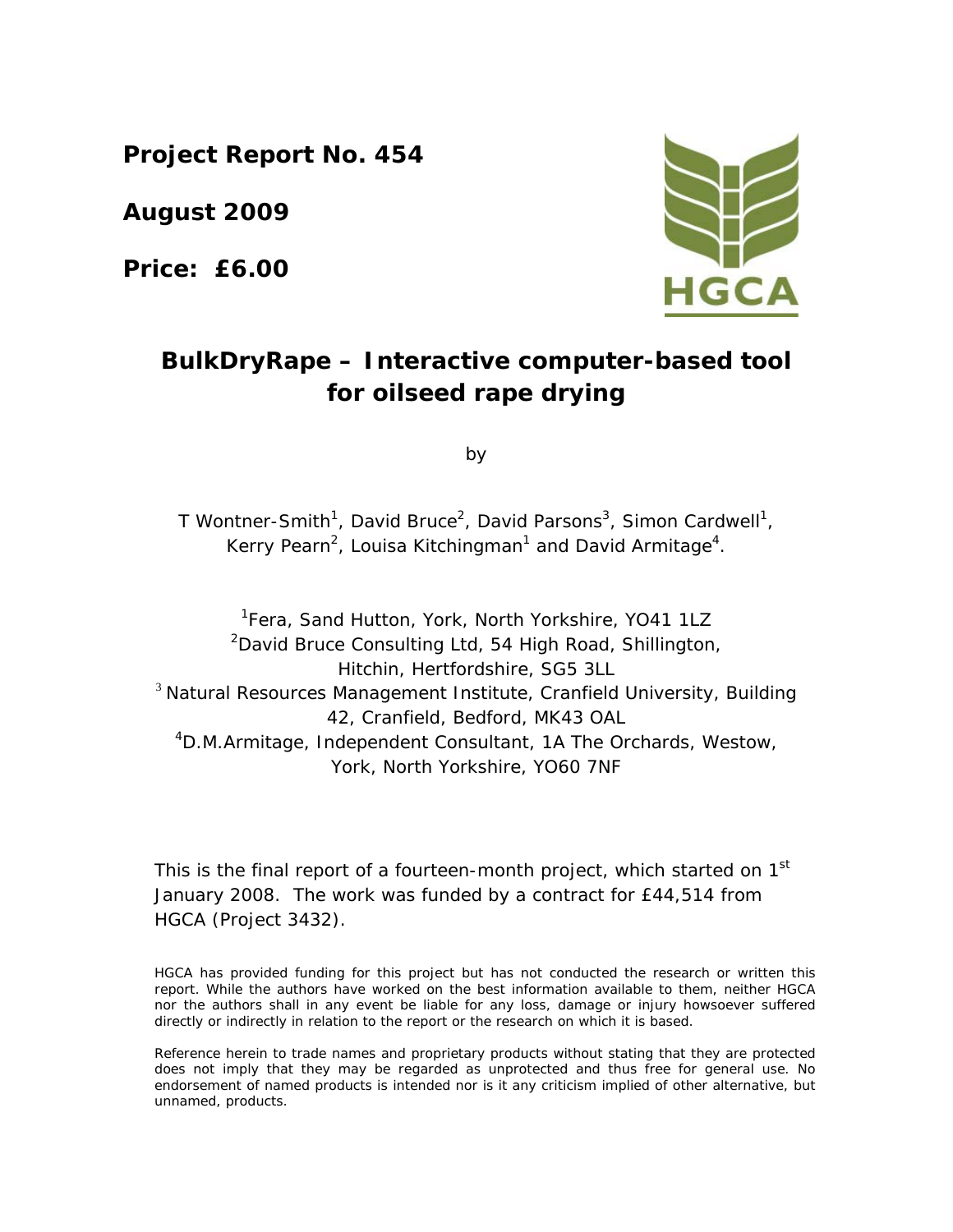**Project Report No. 454**

**August 2009**

**Price: £6.00**

# BulkDryRape – Interactive computer-based tool for oilseed rape drying

by

T Wontner-Smith[1], David Bruce[2], David Parsons[3], Simon Cardwell[1], Kerry Pearn[2], Louisa Kitchingman[1] and David Armitage[4].

[1]Fera, Sand Hutton, York, North Yorkshire, YO41 1LZ
[2]David Bruce Consulting Ltd, 54 High Road, Shillington, Hitchin, Hertfordshire, SG5 3LL
[3] Natural Resources Management Institute, Cranfield University, Building 42, Cranfield, Bedford, MK43 OAL
[4]D.M.Armitage, Independent Consultant, 1A The Orchards, Westow, York, North Yorkshire, YO60 7NF

This is the final report of a fourteen-month project, which started on 1st January 2008. The work was funded by a contract for £44,514 from HGCA (Project 3432).

HGCA has provided funding for this project but has not conducted the research or written this report. While the authors have worked on the best information available to them, neither HGCA nor the authors shall in any event be liable for any loss, damage or injury howsoever suffered directly or indirectly in relation to the report or the research on which it is based.

Reference herein to trade names and proprietary products without stating that they are protected does not imply that they may be regarded as unprotected and thus free for general use. No endorsement of named products is intended nor is it any criticism implied of other alternative, but unnamed, products.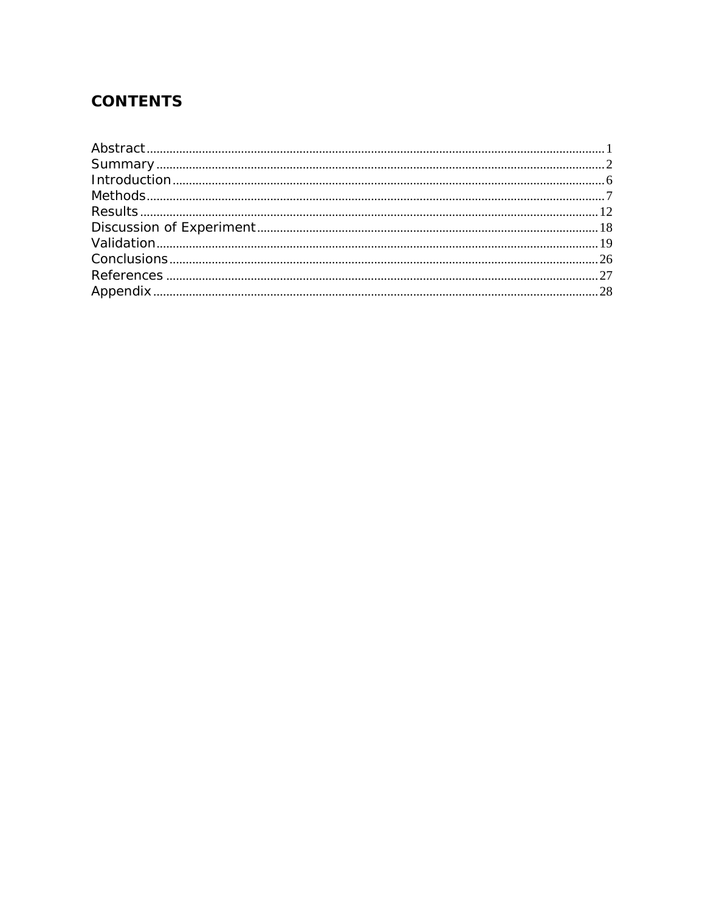# CONTENTS

Abstract........................................................................................................................1
Summary........................................................................................................................2
Introduction....................................................................................................................6
Methods.........................................................................................................................7
Results..........................................................................................................................12
Discussion of Experiment.............................................................................................18
Validation.....................................................................................................................19
Conclusions..................................................................................................................26
References....................................................................................................................27
Appendix......................................................................................................................28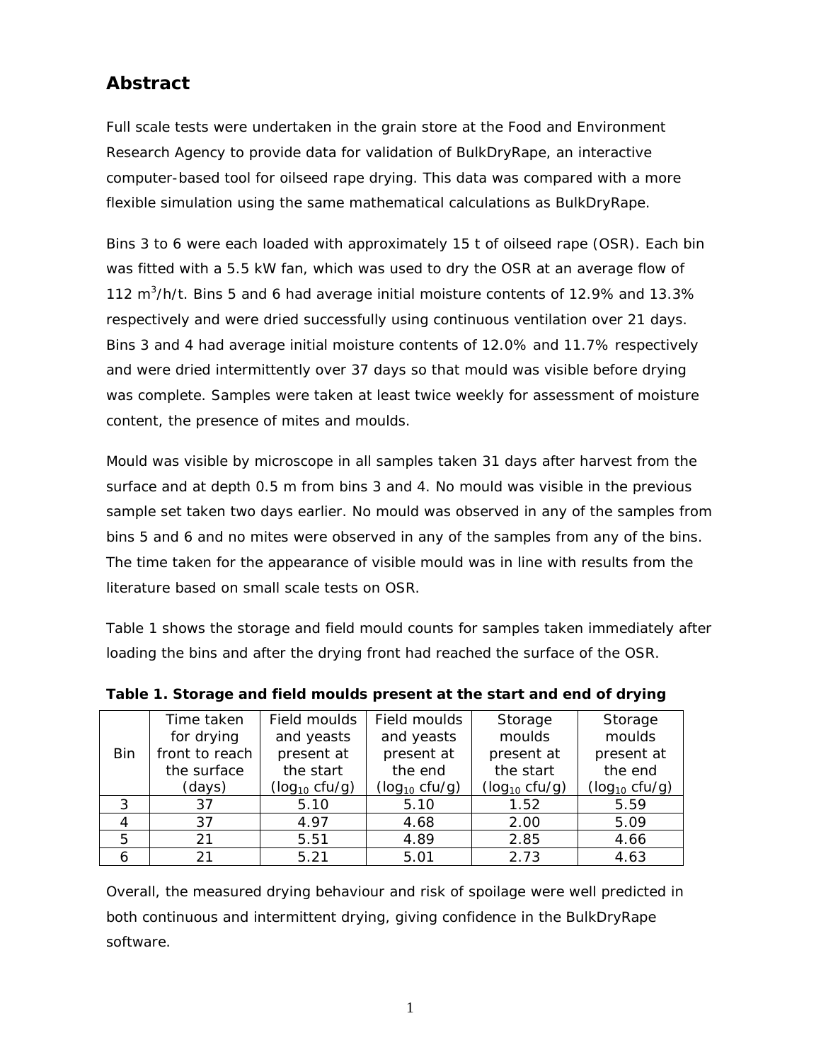## Abstract

Full scale tests were undertaken in the grain store at the Food and Environment Research Agency to provide data for validation of BulkDryRape, an interactive computer-based tool for oilseed rape drying. This data was compared with a more flexible simulation using the same mathematical calculations as BulkDryRape.

Bins 3 to 6 were each loaded with approximately 15 t of oilseed rape (OSR). Each bin was fitted with a 5.5 kW fan, which was used to dry the OSR at an average flow of 112 $m^3$/h/t. Bins 5 and 6 had average initial moisture contents of 12.9% and 13.3% respectively and were dried successfully using continuous ventilation over 21 days. Bins 3 and 4 had average initial moisture contents of 12.0% and 11.7% respectively and were dried intermittently over 37 days so that mould was visible before drying was complete. Samples were taken at least twice weekly for assessment of moisture content, the presence of mites and moulds.

Mould was visible by microscope in all samples taken 31 days after harvest from the surface and at depth 0.5 m from bins 3 and 4. No mould was visible in the previous sample set taken two days earlier. No mould was observed in any of the samples from bins 5 and 6 and no mites were observed in any of the samples from any of the bins. The time taken for the appearance of visible mould was in line with results from the literature based on small scale tests on OSR.

Table 1 shows the storage and field mould counts for samples taken immediately after loading the bins and after the drying front had reached the surface of the OSR.

**Table 1. Storage and field moulds present at the start and end of drying**

| Bin | Time taken for drying front to reach the surface (days) | Field moulds and yeasts present at the start ($\log_{10}$ cfu/g) | Field moulds and yeasts present at the end ($\log_{10}$ cfu/g) | Storage moulds present at the start ($\log_{10}$ cfu/g) | Storage moulds present at the end ($\log_{10}$ cfu/g) |
|---|---|---|---|---|---|
| 3 | 37 | 5.10 | 5.10 | 1.52 | 5.59 |
| 4 | 37 | 4.97 | 4.68 | 2.00 | 5.09 |
| 5 | 21 | 5.51 | 4.89 | 2.85 | 4.66 |
| 6 | 21 | 5.21 | 5.01 | 2.73 | 4.63 |

Overall, the measured drying behaviour and risk of spoilage were well predicted in both continuous and intermittent drying, giving confidence in the BulkDryRape software.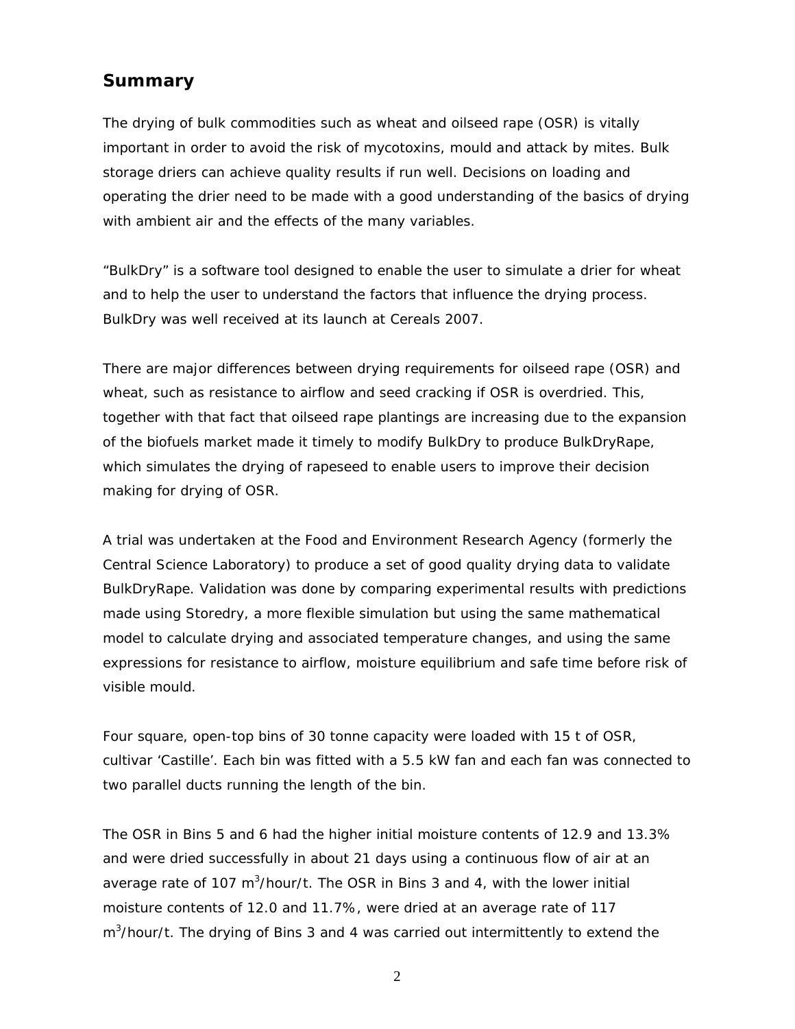## Summary

The drying of bulk commodities such as wheat and oilseed rape (OSR) is vitally important in order to avoid the risk of mycotoxins, mould and attack by mites. Bulk storage driers can achieve quality results if run well. Decisions on loading and operating the drier need to be made with a good understanding of the basics of drying with ambient air and the effects of the many variables.

"BulkDry" is a software tool designed to enable the user to simulate a drier for wheat and to help the user to understand the factors that influence the drying process. BulkDry was well received at its launch at Cereals 2007.

There are major differences between drying requirements for oilseed rape (OSR) and wheat, such as resistance to airflow and seed cracking if OSR is overdried. This, together with that fact that oilseed rape plantings are increasing due to the expansion of the biofuels market made it timely to modify BulkDry to produce BulkDryRape, which simulates the drying of rapeseed to enable users to improve their decision making for drying of OSR.

A trial was undertaken at the Food and Environment Research Agency (formerly the Central Science Laboratory) to produce a set of good quality drying data to validate BulkDryRape. Validation was done by comparing experimental results with predictions made using Storedry, a more flexible simulation but using the same mathematical model to calculate drying and associated temperature changes, and using the same expressions for resistance to airflow, moisture equilibrium and safe time before risk of visible mould.

Four square, open-top bins of 30 tonne capacity were loaded with 15 t of OSR, cultivar 'Castille'. Each bin was fitted with a 5.5 kW fan and each fan was connected to two parallel ducts running the length of the bin.

The OSR in Bins 5 and 6 had the higher initial moisture contents of 12.9 and 13.3% and were dried successfully in about 21 days using a continuous flow of air at an average rate of 107 $m^3$/hour/t. The OSR in Bins 3 and 4, with the lower initial moisture contents of 12.0 and 11.7%, were dried at an average rate of 117 $m^3$/hour/t. The drying of Bins 3 and 4 was carried out intermittently to extend the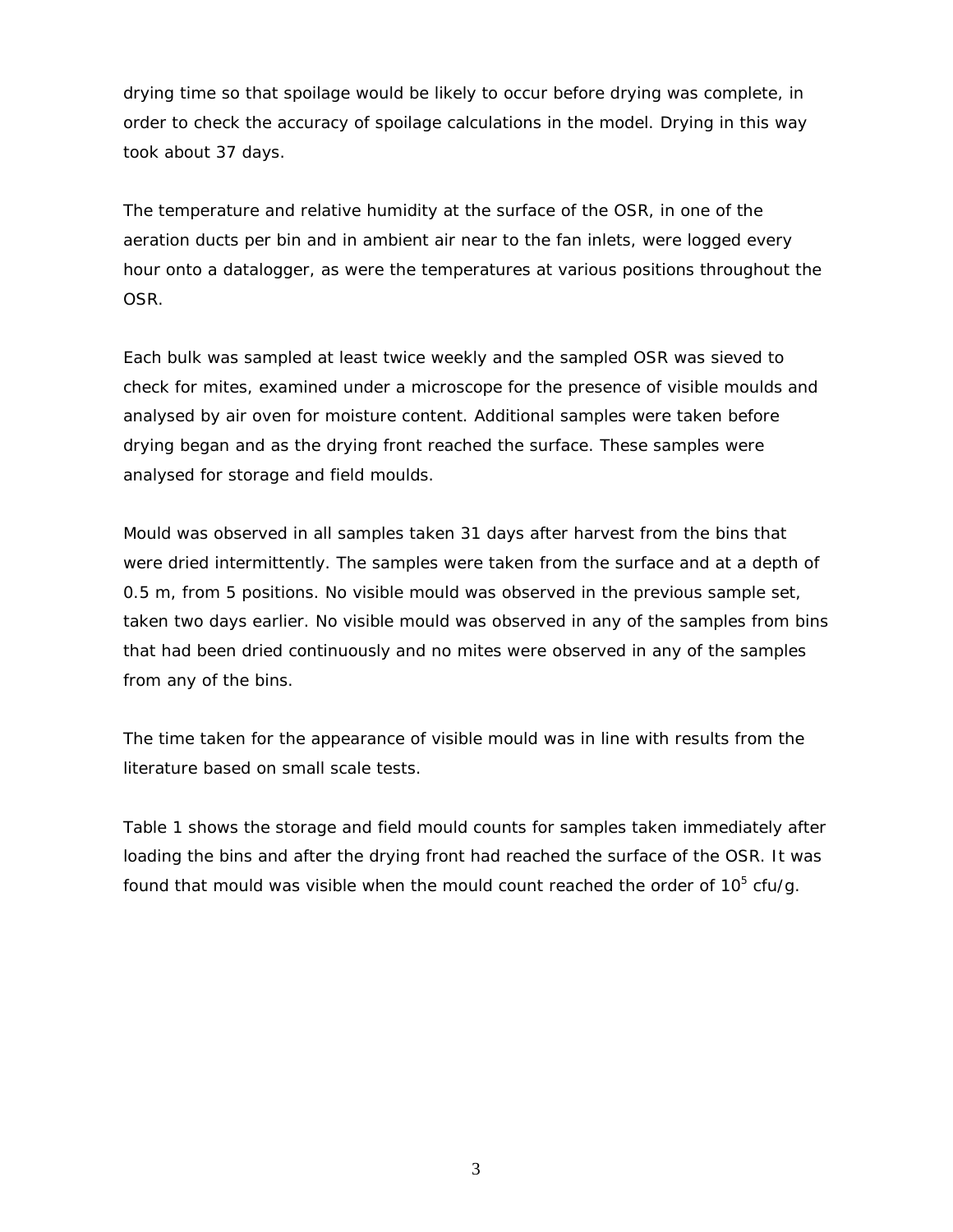drying time so that spoilage would be likely to occur before drying was complete, in order to check the accuracy of spoilage calculations in the model. Drying in this way took about 37 days.

The temperature and relative humidity at the surface of the OSR, in one of the aeration ducts per bin and in ambient air near to the fan inlets, were logged every hour onto a datalogger, as were the temperatures at various positions throughout the OSR.

Each bulk was sampled at least twice weekly and the sampled OSR was sieved to check for mites, examined under a microscope for the presence of visible moulds and analysed by air oven for moisture content. Additional samples were taken before drying began and as the drying front reached the surface. These samples were analysed for storage and field moulds.

Mould was observed in all samples taken 31 days after harvest from the bins that were dried intermittently. The samples were taken from the surface and at a depth of 0.5 m, from 5 positions. No visible mould was observed in the previous sample set, taken two days earlier. No visible mould was observed in any of the samples from bins that had been dried continuously and no mites were observed in any of the samples from any of the bins.

The time taken for the appearance of visible mould was in line with results from the literature based on small scale tests.

Table 1 shows the storage and field mould counts for samples taken immediately after loading the bins and after the drying front had reached the surface of the OSR. It was found that mould was visible when the mould count reached the order of $10^5$ cfu/g.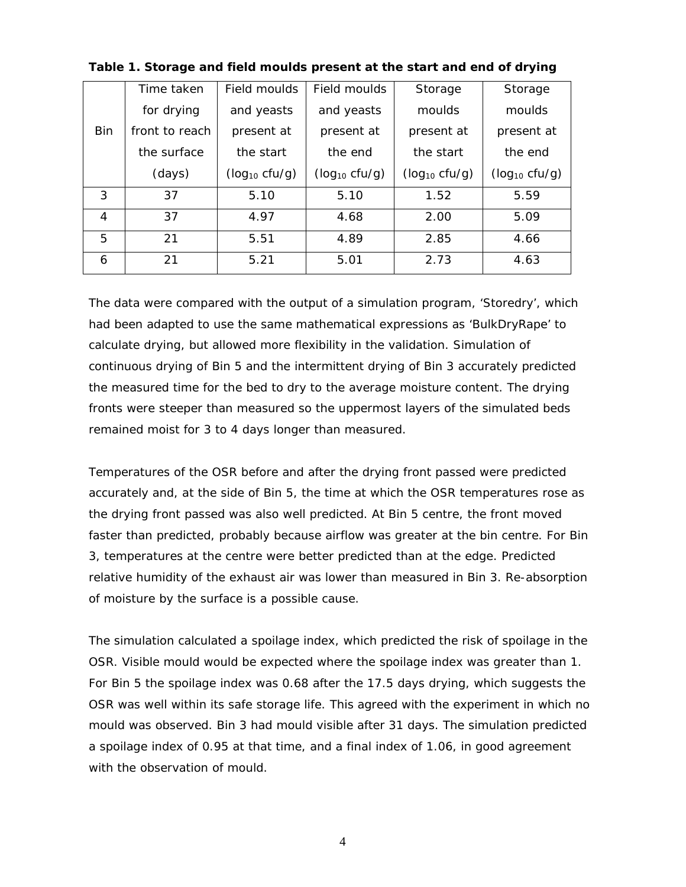**Table 1. Storage and field moulds present at the start and end of drying**

| Bin | Time taken for drying front to reach the surface (days) | Field moulds and yeasts present at the start ($log_{10}$ cfu/g) | Field moulds and yeasts present at the end ($log_{10}$ cfu/g) | Storage moulds present at the start ($log_{10}$ cfu/g) | Storage moulds present at the end ($log_{10}$ cfu/g) |
|---|---|---|---|---|---|
| 3 | 37 | 5.10 | 5.10 | 1.52 | 5.59 |
| 4 | 37 | 4.97 | 4.68 | 2.00 | 5.09 |
| 5 | 21 | 5.51 | 4.89 | 2.85 | 4.66 |
| 6 | 21 | 5.21 | 5.01 | 2.73 | 4.63 |

The data were compared with the output of a simulation program, 'Storedry', which had been adapted to use the same mathematical expressions as 'BulkDryRape' to calculate drying, but allowed more flexibility in the validation. Simulation of continuous drying of Bin 5 and the intermittent drying of Bin 3 accurately predicted the measured time for the bed to dry to the average moisture content. The drying fronts were steeper than measured so the uppermost layers of the simulated beds remained moist for 3 to 4 days longer than measured.

Temperatures of the OSR before and after the drying front passed were predicted accurately and, at the side of Bin 5, the time at which the OSR temperatures rose as the drying front passed was also well predicted. At Bin 5 centre, the front moved faster than predicted, probably because airflow was greater at the bin centre. For Bin 3, temperatures at the centre were better predicted than at the edge. Predicted relative humidity of the exhaust air was lower than measured in Bin 3. Re-absorption of moisture by the surface is a possible cause.

The simulation calculated a spoilage index, which predicted the risk of spoilage in the OSR. Visible mould would be expected where the spoilage index was greater than 1. For Bin 5 the spoilage index was 0.68 after the 17.5 days drying, which suggests the OSR was well within its safe storage life. This agreed with the experiment in which no mould was observed. Bin 3 had mould visible after 31 days. The simulation predicted a spoilage index of 0.95 at that time, and a final index of 1.06, in good agreement with the observation of mould.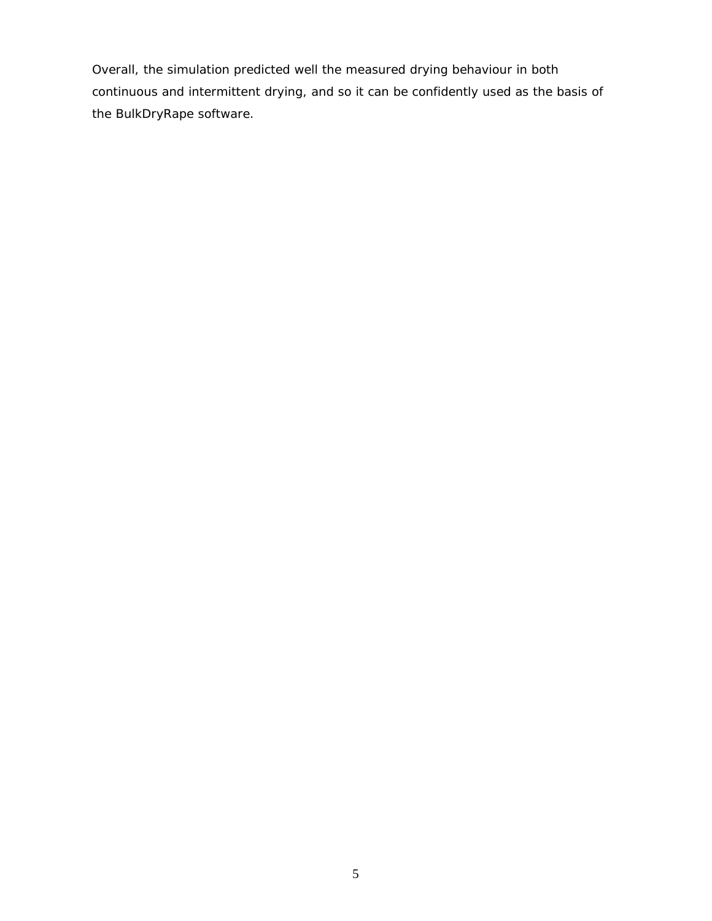Overall, the simulation predicted well the measured drying behaviour in both continuous and intermittent drying, and so it can be confidently used as the basis of the BulkDryRape software.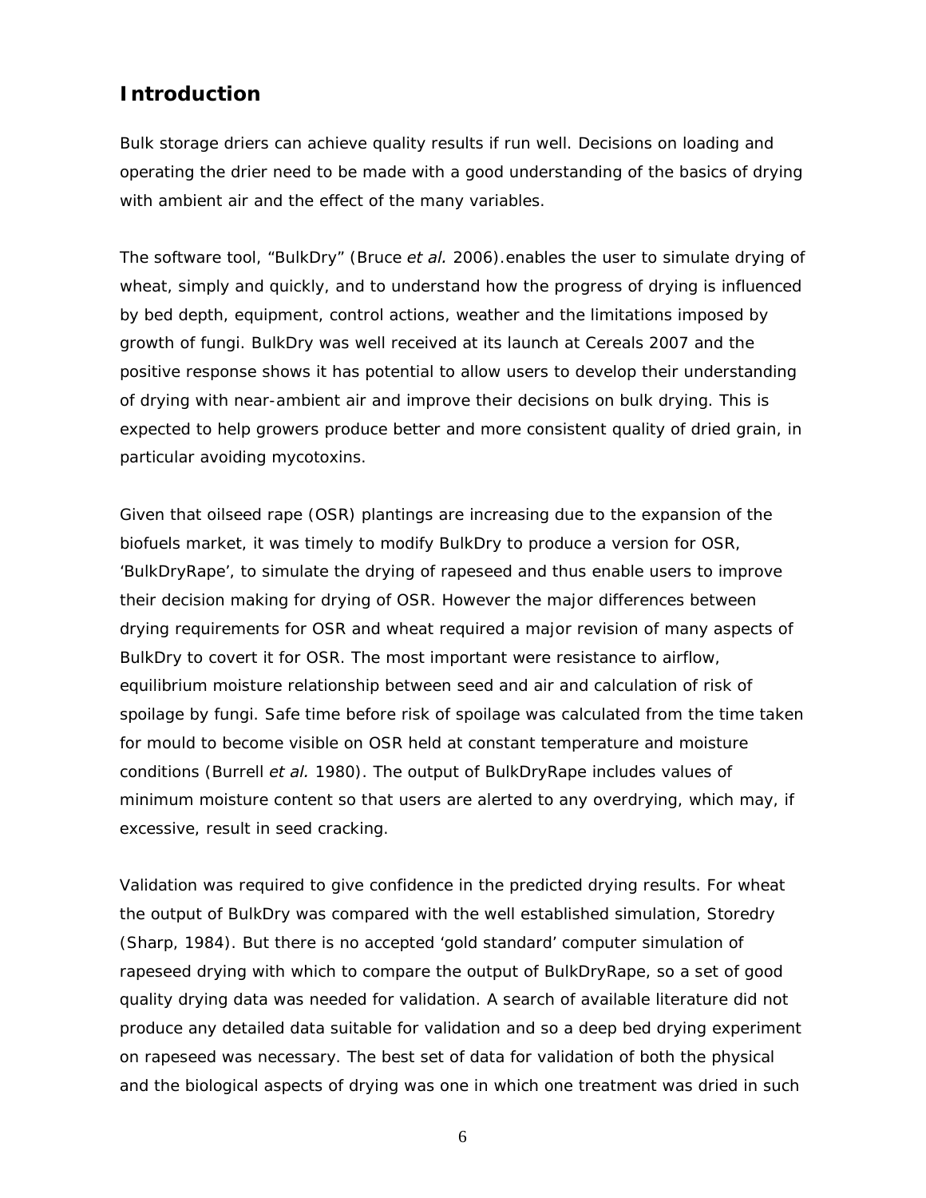## Introduction

Bulk storage driers can achieve quality results if run well. Decisions on loading and operating the drier need to be made with a good understanding of the basics of drying with ambient air and the effect of the many variables.

The software tool, "BulkDry" (Bruce *et al.* 2006).enables the user to simulate drying of wheat, simply and quickly, and to understand how the progress of drying is influenced by bed depth, equipment, control actions, weather and the limitations imposed by growth of fungi. BulkDry was well received at its launch at Cereals 2007 and the positive response shows it has potential to allow users to develop their understanding of drying with near-ambient air and improve their decisions on bulk drying. This is expected to help growers produce better and more consistent quality of dried grain, in particular avoiding mycotoxins.

Given that oilseed rape (OSR) plantings are increasing due to the expansion of the biofuels market, it was timely to modify BulkDry to produce a version for OSR, 'BulkDryRape', to simulate the drying of rapeseed and thus enable users to improve their decision making for drying of OSR. However the major differences between drying requirements for OSR and wheat required a major revision of many aspects of BulkDry to covert it for OSR. The most important were resistance to airflow, equilibrium moisture relationship between seed and air and calculation of risk of spoilage by fungi. Safe time before risk of spoilage was calculated from the time taken for mould to become visible on OSR held at constant temperature and moisture conditions (Burrell *et al.* 1980). The output of BulkDryRape includes values of minimum moisture content so that users are alerted to any overdrying, which may, if excessive, result in seed cracking.

Validation was required to give confidence in the predicted drying results. For wheat the output of BulkDry was compared with the well established simulation, Storedry (Sharp, 1984). But there is no accepted 'gold standard' computer simulation of rapeseed drying with which to compare the output of BulkDryRape, so a set of good quality drying data was needed for validation. A search of available literature did not produce any detailed data suitable for validation and so a deep bed drying experiment on rapeseed was necessary. The best set of data for validation of both the physical and the biological aspects of drying was one in which one treatment was dried in such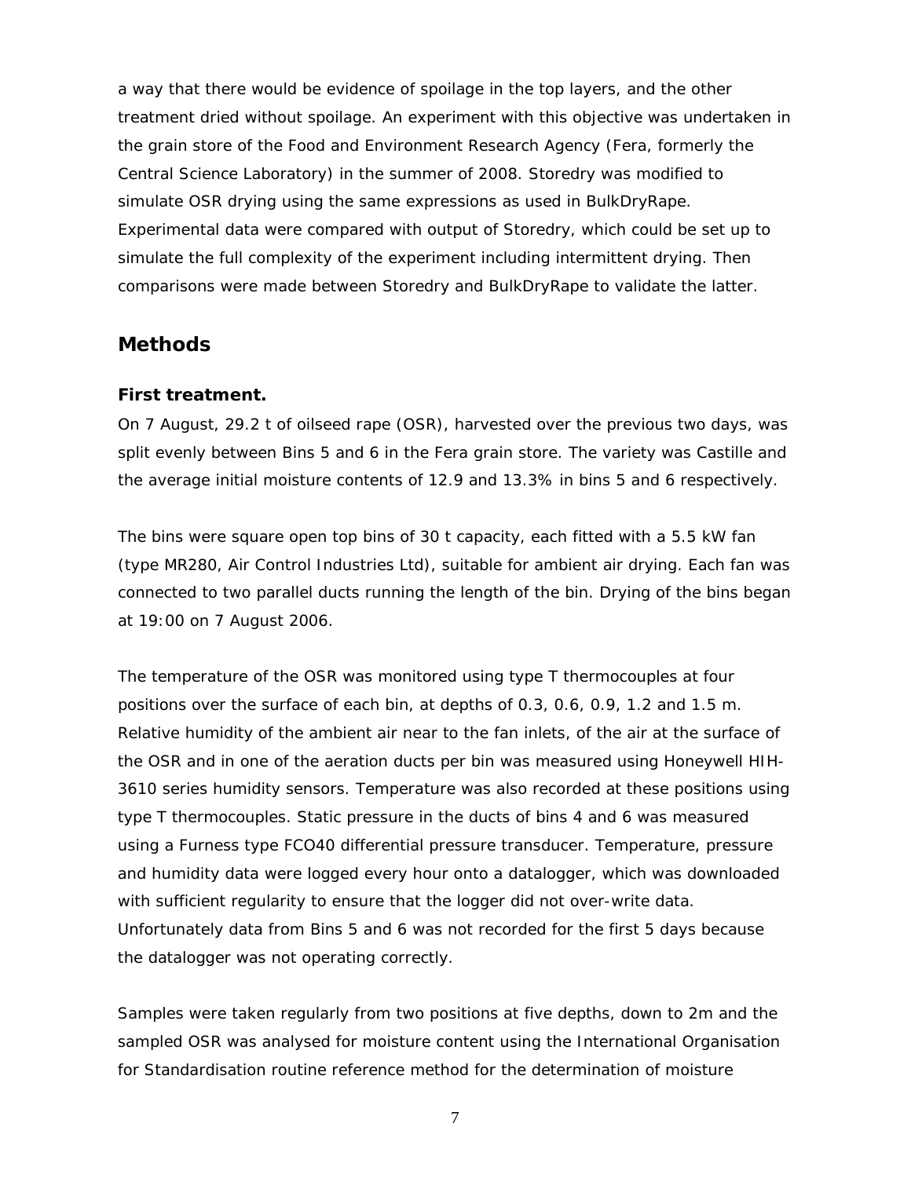a way that there would be evidence of spoilage in the top layers, and the other treatment dried without spoilage. An experiment with this objective was undertaken in the grain store of the Food and Environment Research Agency (Fera, formerly the Central Science Laboratory) in the summer of 2008. Storedry was modified to simulate OSR drying using the same expressions as used in BulkDryRape. Experimental data were compared with output of Storedry, which could be set up to simulate the full complexity of the experiment including intermittent drying. Then comparisons were made between Storedry and BulkDryRape to validate the latter.

## Methods

### First treatment.

On 7 August, 29.2 t of oilseed rape (OSR), harvested over the previous two days, was split evenly between Bins 5 and 6 in the Fera grain store. The variety was Castille and the average initial moisture contents of 12.9 and 13.3% in bins 5 and 6 respectively.

The bins were square open top bins of 30 t capacity, each fitted with a 5.5 kW fan (type MR280, Air Control Industries Ltd), suitable for ambient air drying. Each fan was connected to two parallel ducts running the length of the bin. Drying of the bins began at 19:00 on 7 August 2006.

The temperature of the OSR was monitored using type T thermocouples at four positions over the surface of each bin, at depths of 0.3, 0.6, 0.9, 1.2 and 1.5 m. Relative humidity of the ambient air near to the fan inlets, of the air at the surface of the OSR and in one of the aeration ducts per bin was measured using Honeywell HIH-3610 series humidity sensors. Temperature was also recorded at these positions using type T thermocouples. Static pressure in the ducts of bins 4 and 6 was measured using a Furness type FCO40 differential pressure transducer. Temperature, pressure and humidity data were logged every hour onto a datalogger, which was downloaded with sufficient regularity to ensure that the logger did not over-write data. Unfortunately data from Bins 5 and 6 was not recorded for the first 5 days because the datalogger was not operating correctly.

Samples were taken regularly from two positions at five depths, down to 2m and the sampled OSR was analysed for moisture content using the International Organisation for Standardisation routine reference method for the determination of moisture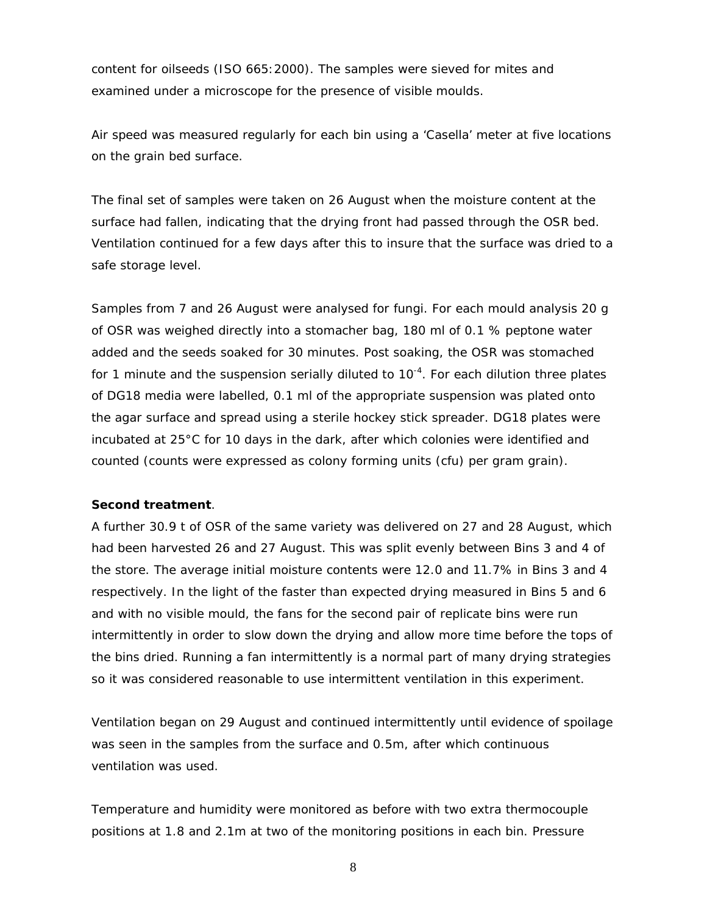content for oilseeds (ISO 665:2000). The samples were sieved for mites and examined under a microscope for the presence of visible moulds.

Air speed was measured regularly for each bin using a 'Casella' meter at five locations on the grain bed surface.

The final set of samples were taken on 26 August when the moisture content at the surface had fallen, indicating that the drying front had passed through the OSR bed. Ventilation continued for a few days after this to insure that the surface was dried to a safe storage level.

Samples from 7 and 26 August were analysed for fungi. For each mould analysis 20 g of OSR was weighed directly into a stomacher bag, 180 ml of 0.1 % peptone water added and the seeds soaked for 30 minutes. Post soaking, the OSR was stomached for 1 minute and the suspension serially diluted to $10^{-4}$. For each dilution three plates of DG18 media were labelled, 0.1 ml of the appropriate suspension was plated onto the agar surface and spread using a sterile hockey stick spreader. DG18 plates were incubated at 25°C for 10 days in the dark, after which colonies were identified and counted (counts were expressed as colony forming units (cfu) per gram grain).

**Second treatment**.

A further 30.9 t of OSR of the same variety was delivered on 27 and 28 August, which had been harvested 26 and 27 August. This was split evenly between Bins 3 and 4 of the store. The average initial moisture contents were 12.0 and 11.7% in Bins 3 and 4 respectively. In the light of the faster than expected drying measured in Bins 5 and 6 and with no visible mould, the fans for the second pair of replicate bins were run intermittently in order to slow down the drying and allow more time before the tops of the bins dried. Running a fan intermittently is a normal part of many drying strategies so it was considered reasonable to use intermittent ventilation in this experiment.

Ventilation began on 29 August and continued intermittently until evidence of spoilage was seen in the samples from the surface and 0.5m, after which continuous ventilation was used.

Temperature and humidity were monitored as before with two extra thermocouple positions at 1.8 and 2.1m at two of the monitoring positions in each bin. Pressure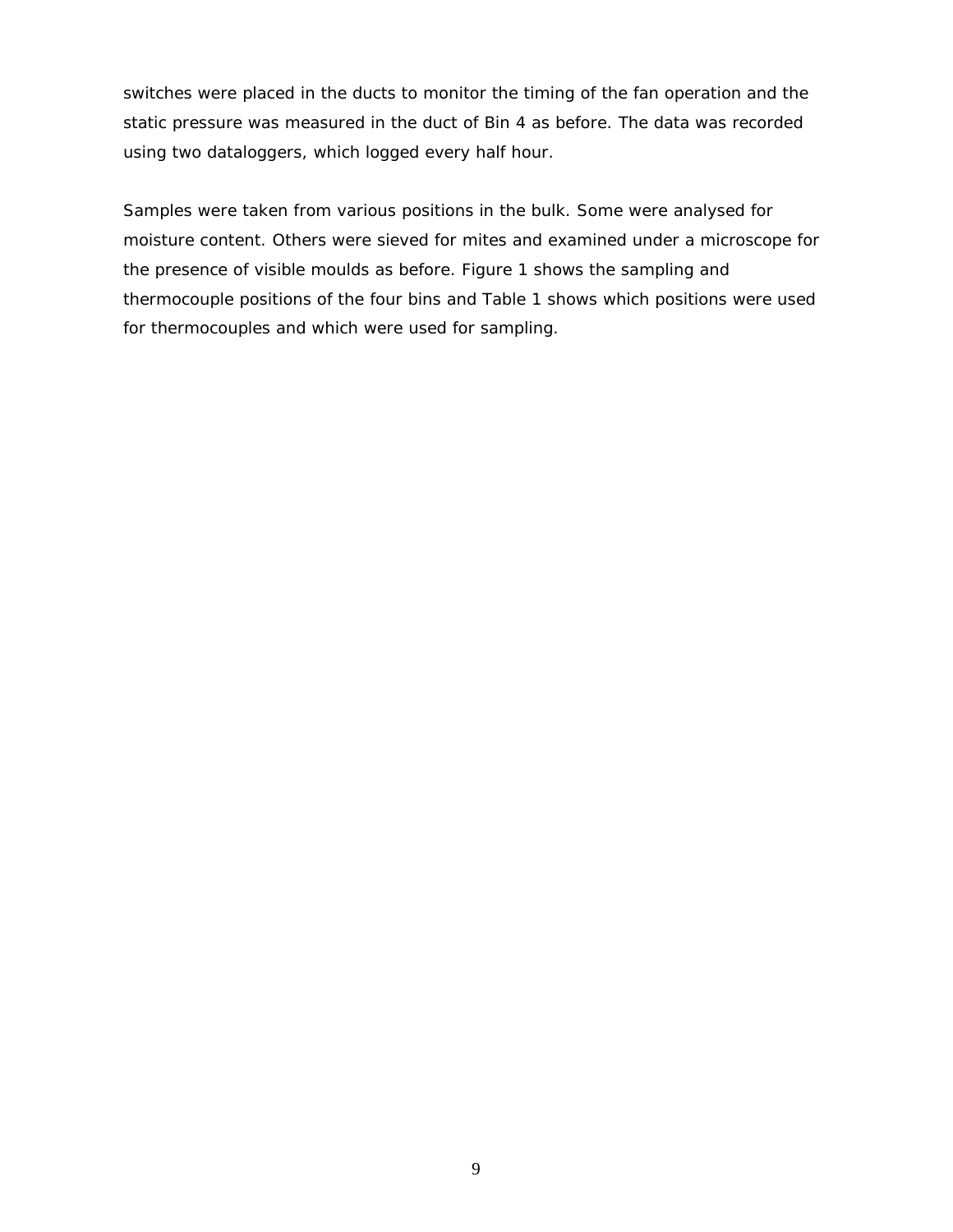switches were placed in the ducts to monitor the timing of the fan operation and the static pressure was measured in the duct of Bin 4 as before. The data was recorded using two dataloggers, which logged every half hour.

Samples were taken from various positions in the bulk. Some were analysed for moisture content. Others were sieved for mites and examined under a microscope for the presence of visible moulds as before. Figure 1 shows the sampling and thermocouple positions of the four bins and Table 1 shows which positions were used for thermocouples and which were used for sampling.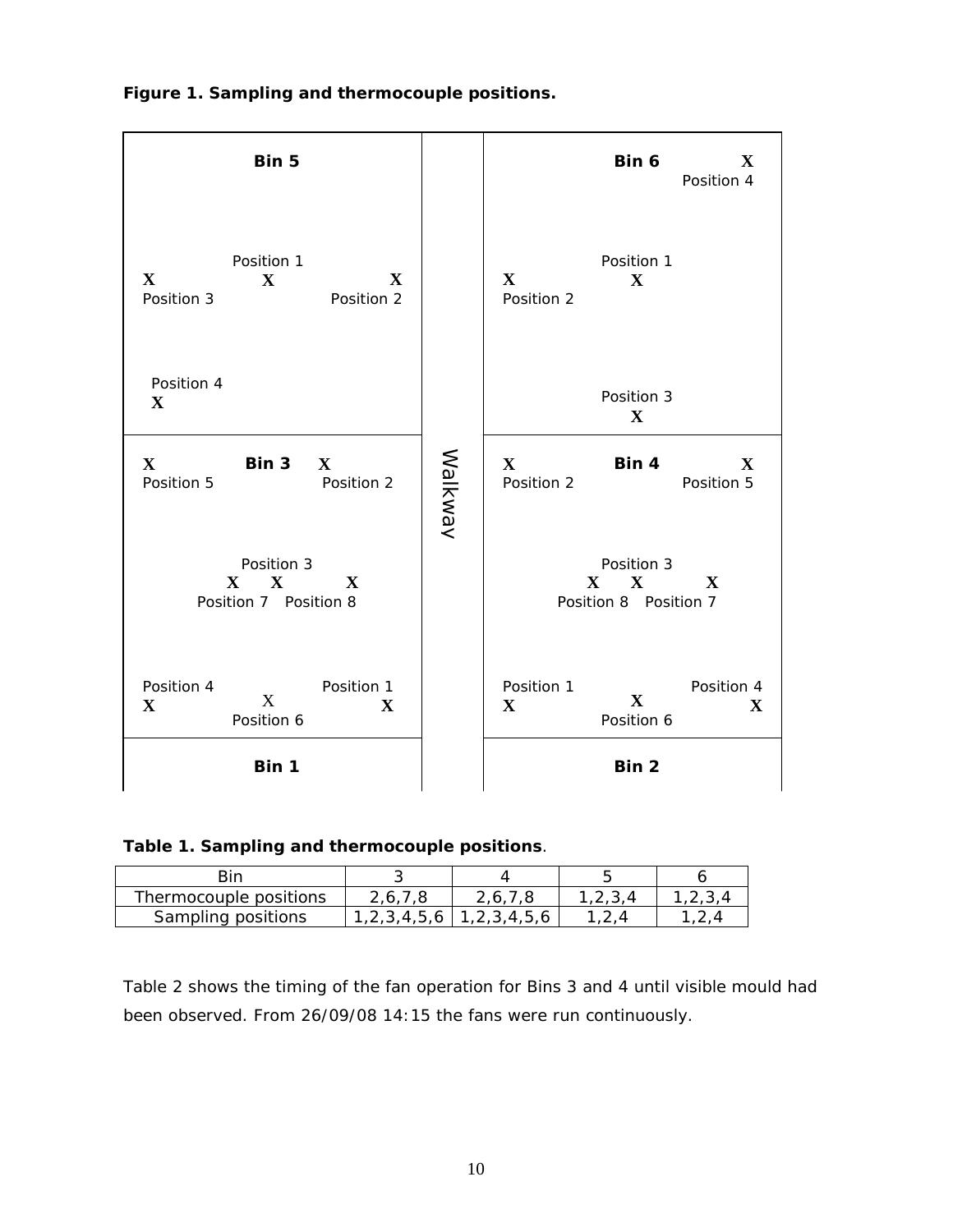**Figure 1. Sampling and thermocouple positions.**

Bin 5

Position 1
X
X Position 3
X Position 2

Position 4
X

Walkway

Bin 6
X Position 4

Position 1
X
X Position 2

Position 3
X

Bin 3
X Position 5
X Position 2

Position 3
X X X
Position 7 Position 8

Position 4 X
X Position 6
Position 1 X

Bin 4
X Position 2
X Position 5

Position 3
X X X
Position 8 Position 7

Position 1 X
X Position 6
Position 4 X

Bin 1

Bin 2

**Table 1. Sampling and thermocouple positions**.

| Bin | 3 | 4 | 5 | 6 |
|---|---|---|---|---|
| Thermocouple positions | 2,6,7,8 | 2,6,7,8 | 1,2,3,4 | 1,2,3,4 |
| Sampling positions | 1,2,3,4,5,6 | 1,2,3,4,5,6 | 1,2,4 | 1,2,4 |

Table 2 shows the timing of the fan operation for Bins 3 and 4 until visible mould had been observed. From 26/09/08 14:15 the fans were run continuously.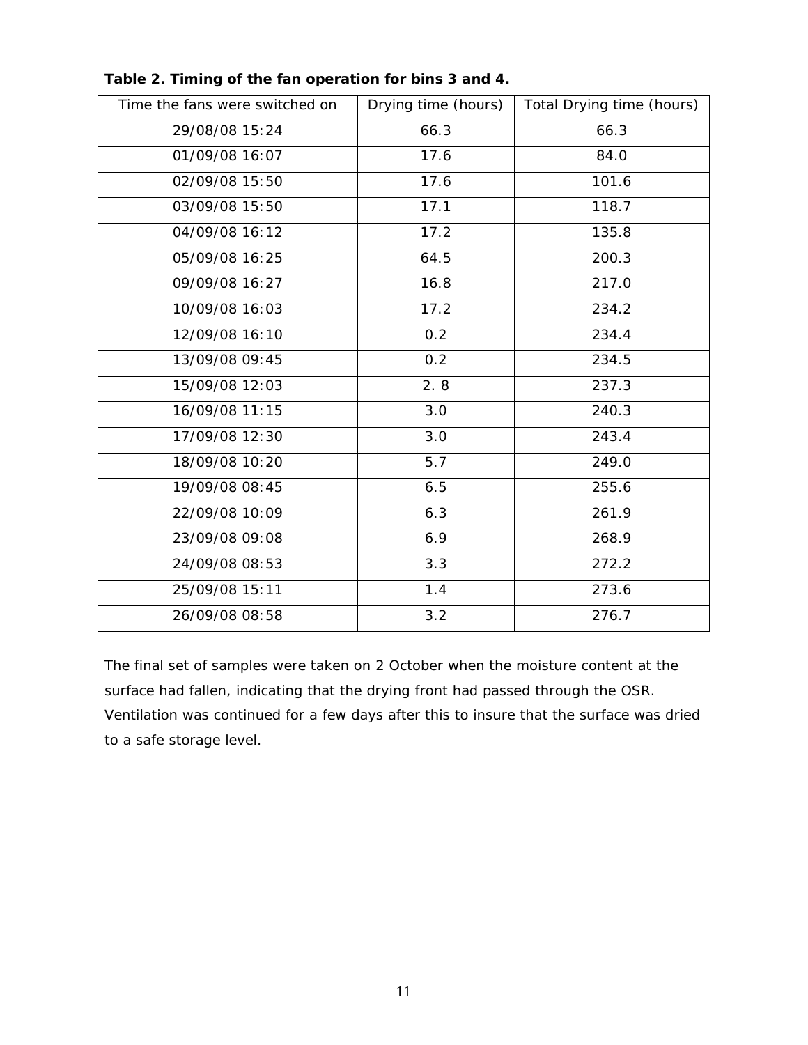**Table 2. Timing of the fan operation for bins 3 and 4.**

| Time the fans were switched on | Drying time (hours) | Total Drying time (hours) |
|---|---|---|
| 29/08/08 15:24 | 66.3 | 66.3 |
| 01/09/08 16:07 | 17.6 | 84.0 |
| 02/09/08 15:50 | 17.6 | 101.6 |
| 03/09/08 15:50 | 17.1 | 118.7 |
| 04/09/08 16:12 | 17.2 | 135.8 |
| 05/09/08 16:25 | 64.5 | 200.3 |
| 09/09/08 16:27 | 16.8 | 217.0 |
| 10/09/08 16:03 | 17.2 | 234.2 |
| 12/09/08 16:10 | 0.2 | 234.4 |
| 13/09/08 09:45 | 0.2 | 234.5 |
| 15/09/08 12:03 | 2. 8 | 237.3 |
| 16/09/08 11:15 | 3.0 | 240.3 |
| 17/09/08 12:30 | 3.0 | 243.4 |
| 18/09/08 10:20 | 5.7 | 249.0 |
| 19/09/08 08:45 | 6.5 | 255.6 |
| 22/09/08 10:09 | 6.3 | 261.9 |
| 23/09/08 09:08 | 6.9 | 268.9 |
| 24/09/08 08:53 | 3.3 | 272.2 |
| 25/09/08 15:11 | 1.4 | 273.6 |
| 26/09/08 08:58 | 3.2 | 276.7 |

The final set of samples were taken on 2 October when the moisture content at the surface had fallen, indicating that the drying front had passed through the OSR. Ventilation was continued for a few days after this to insure that the surface was dried to a safe storage level.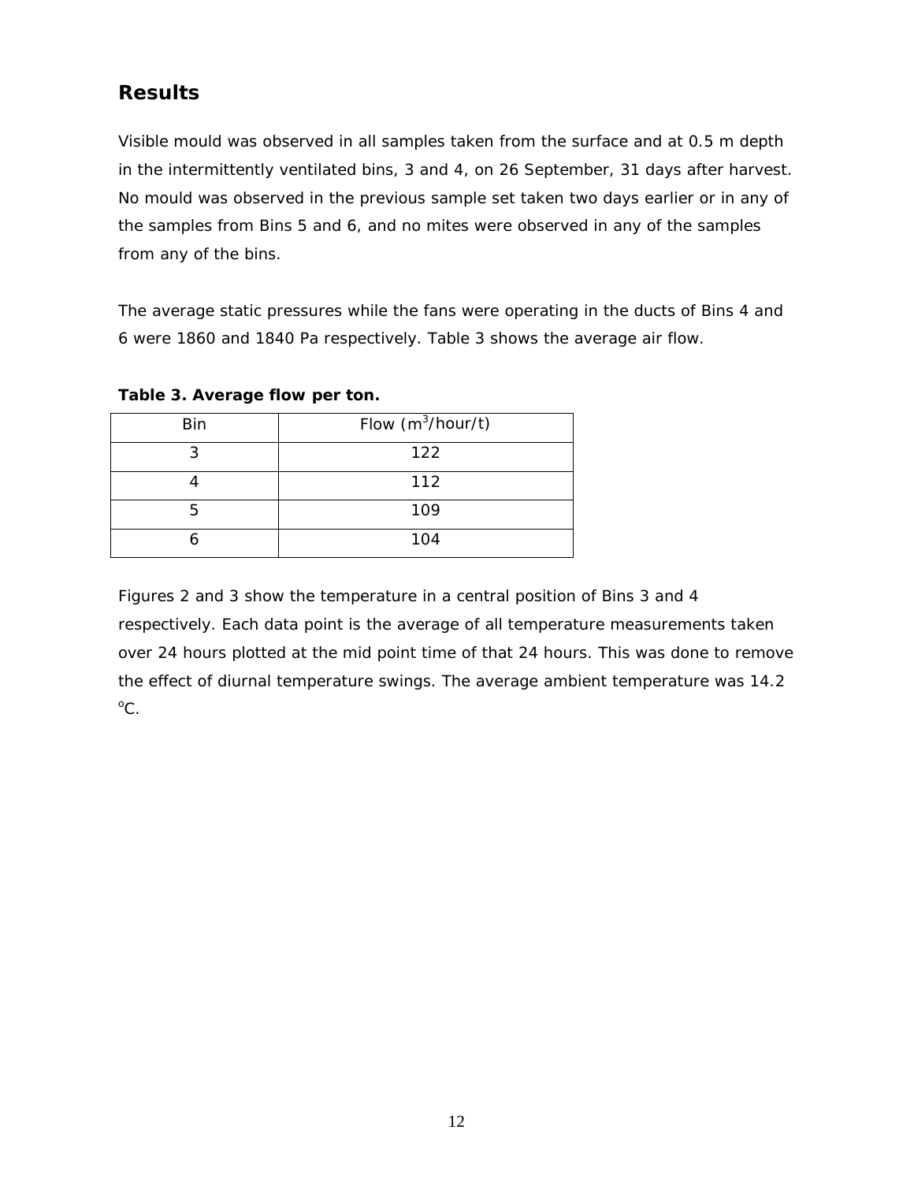## Results

Visible mould was observed in all samples taken from the surface and at 0.5 m depth in the intermittently ventilated bins, 3 and 4, on 26 September, 31 days after harvest. No mould was observed in the previous sample set taken two days earlier or in any of the samples from Bins 5 and 6, and no mites were observed in any of the samples from any of the bins.

The average static pressures while the fans were operating in the ducts of Bins 4 and 6 were 1860 and 1840 Pa respectively. Table 3 shows the average air flow.

**Table 3. Average flow per ton.**

| Bin | Flow ($m^3$/hour/t) |
|---|---|
| 3 | 122 |
| 4 | 112 |
| 5 | 109 |
| 6 | 104 |

Figures 2 and 3 show the temperature in a central position of Bins 3 and 4 respectively. Each data point is the average of all temperature measurements taken over 24 hours plotted at the mid point time of that 24 hours. This was done to remove the effect of diurnal temperature swings. The average ambient temperature was 14.2 $^{o}$C.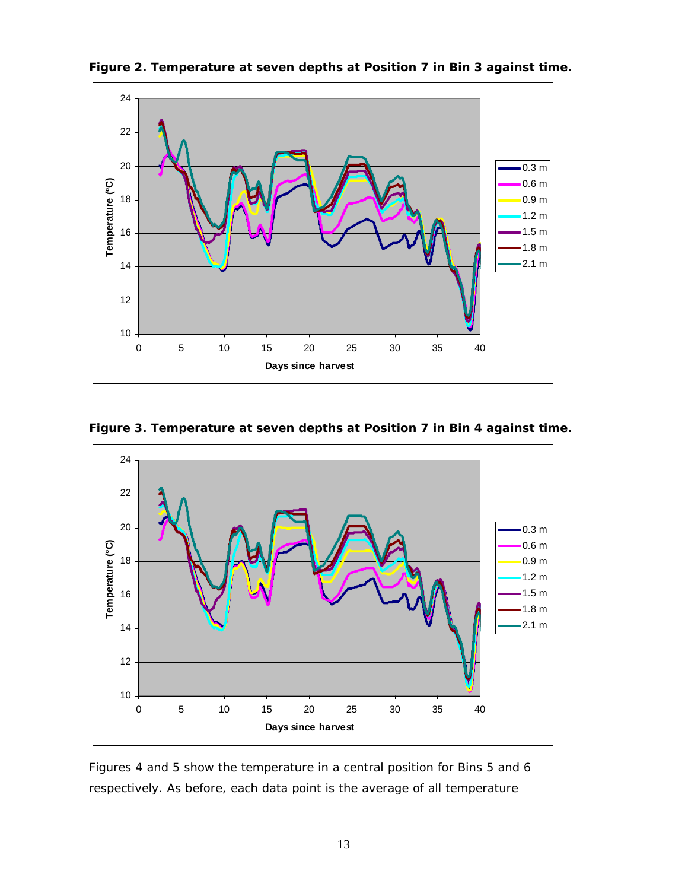**Figure 2. Temperature at seven depths at Position 7 in Bin 3 against time.**

**Figure 3. Temperature at seven depths at Position 7 in Bin 4 against time.**

Figures 4 and 5 show the temperature in a central position for Bins 5 and 6 respectively. As before, each data point is the average of all temperature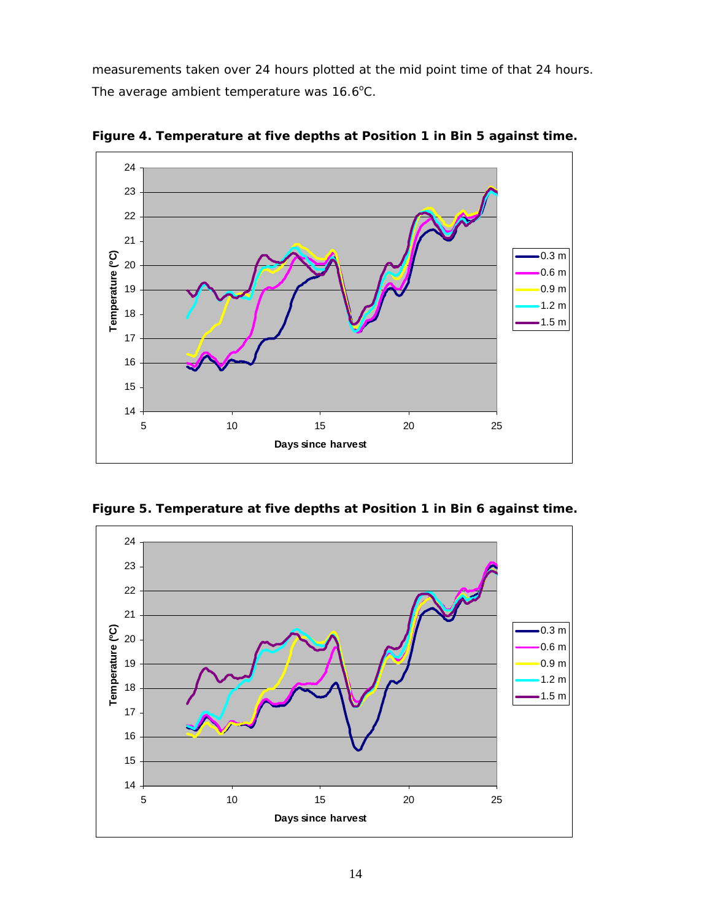measurements taken over 24 hours plotted at the mid point time of that 24 hours. The average ambient temperature was 16.6°C.

**Figure 4. Temperature at five depths at Position 1 in Bin 5 against time.**

**Figure 5. Temperature at five depths at Position 1 in Bin 6 against time.**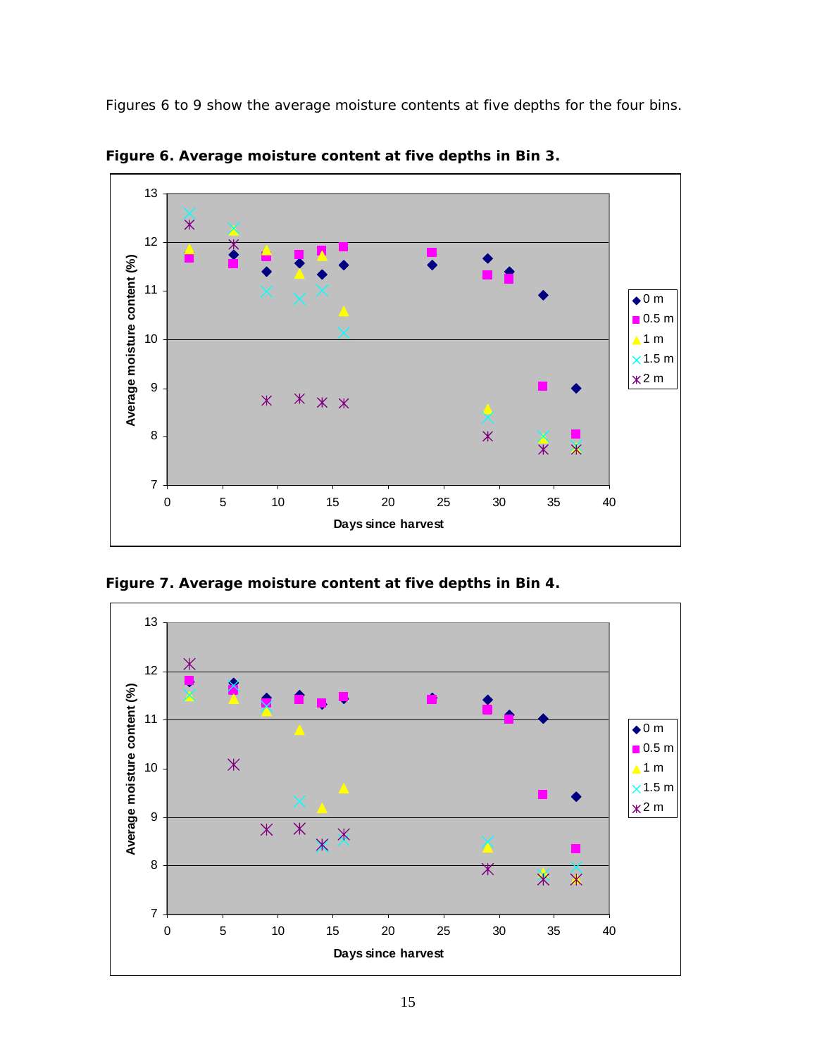Figures 6 to 9 show the average moisture contents at five depths for the four bins.

**Figure 6. Average moisture content at five depths in Bin 3.**

**Figure 7. Average moisture content at five depths in Bin 4.**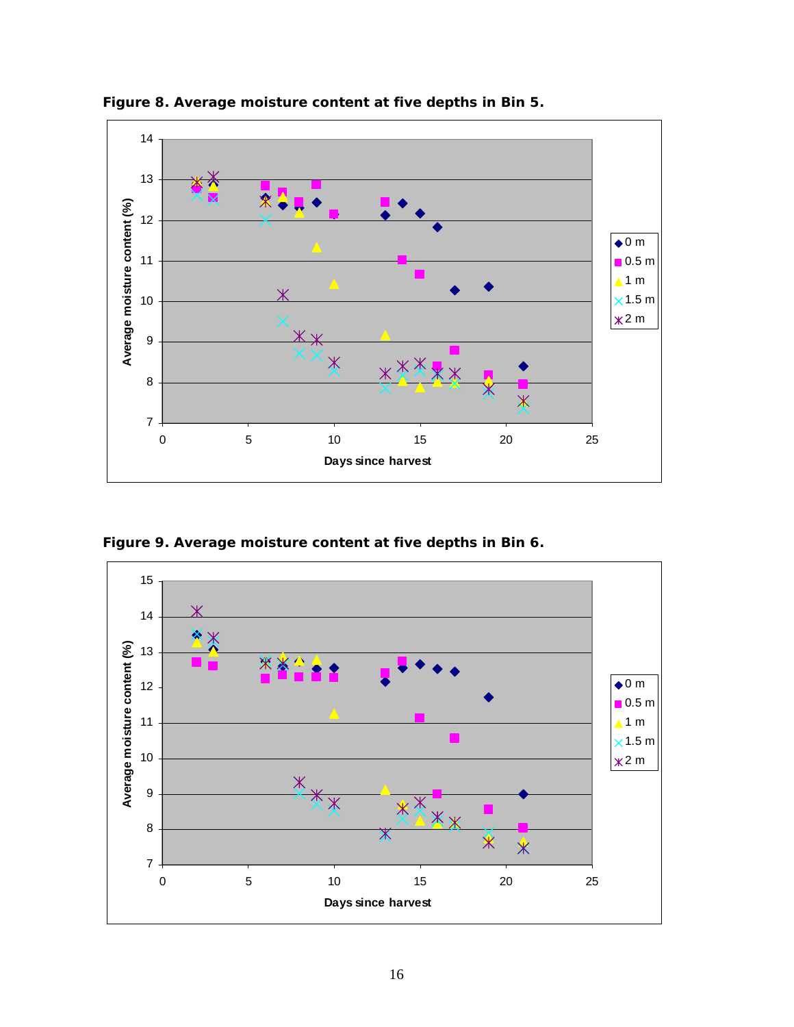**Figure 8. Average moisture content at five depths in Bin 5.**

**Figure 9. Average moisture content at five depths in Bin 6.**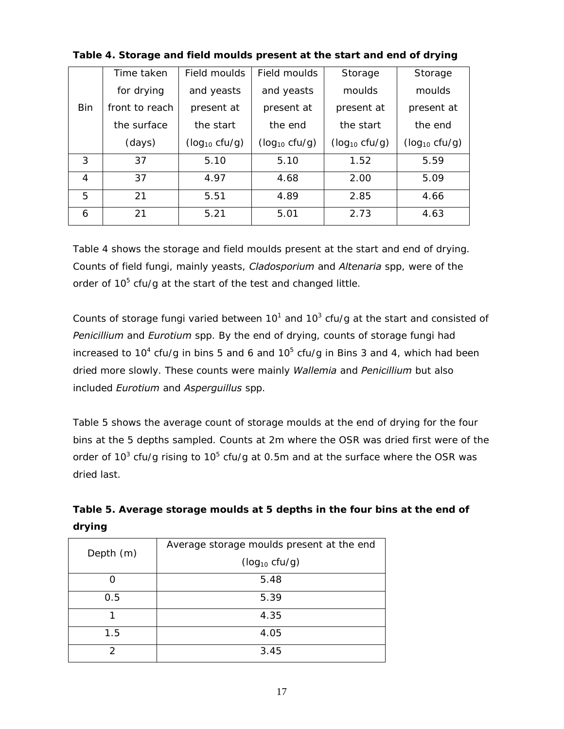**Table 4. Storage and field moulds present at the start and end of drying**

| Bin | Time taken for drying front to reach the surface (days) | Field moulds and yeasts present at the start ($\log_{10}$ cfu/g) | Field moulds and yeasts present at the end ($\log_{10}$ cfu/g) | Storage moulds present at the start ($\log_{10}$ cfu/g) | Storage moulds present at the end ($\log_{10}$ cfu/g) |
|---|---|---|---|---|---|
| 3 | 37 | 5.10 | 5.10 | 1.52 | 5.59 |
| 4 | 37 | 4.97 | 4.68 | 2.00 | 5.09 |
| 5 | 21 | 5.51 | 4.89 | 2.85 | 4.66 |
| 6 | 21 | 5.21 | 5.01 | 2.73 | 4.63 |

Table 4 shows the storage and field moulds present at the start and end of drying. Counts of field fungi, mainly yeasts, *Cladosporium* and *Altenaria* spp, were of the order of $10^5$ cfu/g at the start of the test and changed little.

Counts of storage fungi varied between $10^1$ and $10^3$ cfu/g at the start and consisted of *Penicillium* and *Eurotium* spp. By the end of drying, counts of storage fungi had increased to $10^4$ cfu/g in bins 5 and 6 and $10^5$ cfu/g in Bins 3 and 4, which had been dried more slowly. These counts were mainly *Wallemia* and *Penicillium* but also included *Eurotium* and *Asperguillus* spp.

Table 5 shows the average count of storage moulds at the end of drying for the four bins at the 5 depths sampled. Counts at 2m where the OSR was dried first were of the order of $10^3$ cfu/g rising to $10^5$ cfu/g at 0.5m and at the surface where the OSR was dried last.

**Table 5. Average storage moulds at 5 depths in the four bins at the end of drying**

| Depth (m) | Average storage moulds present at the end ($\log_{10}$ cfu/g) |
|---|---|
| 0 | 5.48 |
| 0.5 | 5.39 |
| 1 | 4.35 |
| 1.5 | 4.05 |
| 2 | 3.45 |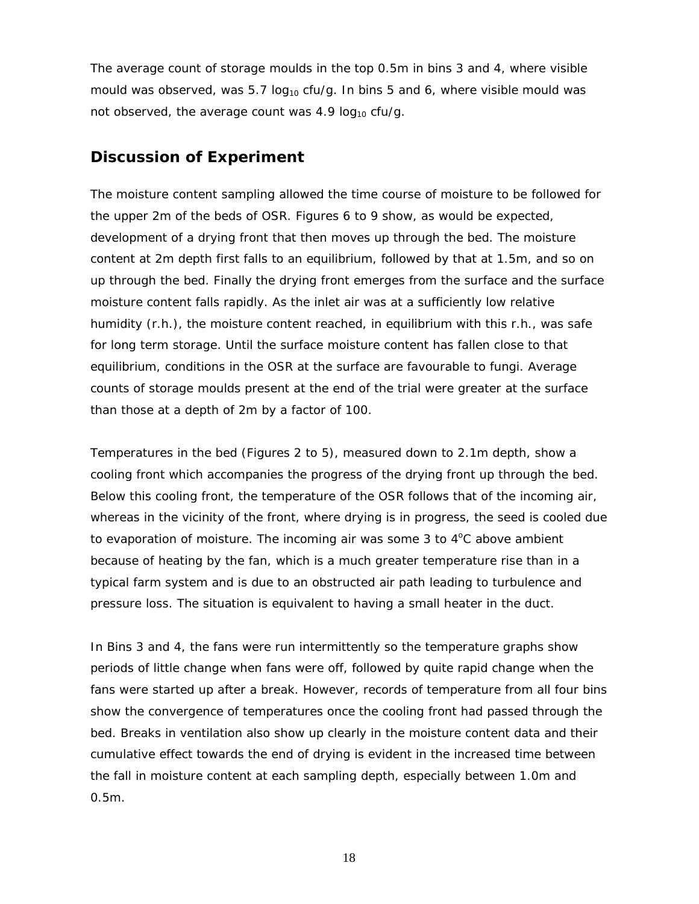The average count of storage moulds in the top 0.5m in bins 3 and 4, where visible mould was observed, was 5.7 $\log_{10}$ cfu/g. In bins 5 and 6, where visible mould was not observed, the average count was 4.9 $\log_{10}$ cfu/g.

## Discussion of Experiment

The moisture content sampling allowed the time course of moisture to be followed for the upper 2m of the beds of OSR. Figures 6 to 9 show, as would be expected, development of a drying front that then moves up through the bed. The moisture content at 2m depth first falls to an equilibrium, followed by that at 1.5m, and so on up through the bed. Finally the drying front emerges from the surface and the surface moisture content falls rapidly. As the inlet air was at a sufficiently low relative humidity (r.h.), the moisture content reached, in equilibrium with this r.h., was safe for long term storage. Until the surface moisture content has fallen close to that equilibrium, conditions in the OSR at the surface are favourable to fungi. Average counts of storage moulds present at the end of the trial were greater at the surface than those at a depth of 2m by a factor of 100.

Temperatures in the bed (Figures 2 to 5), measured down to 2.1m depth, show a cooling front which accompanies the progress of the drying front up through the bed. Below this cooling front, the temperature of the OSR follows that of the incoming air, whereas in the vicinity of the front, where drying is in progress, the seed is cooled due to evaporation of moisture. The incoming air was some 3 to 4$^{o}$C above ambient because of heating by the fan, which is a much greater temperature rise than in a typical farm system and is due to an obstructed air path leading to turbulence and pressure loss. The situation is equivalent to having a small heater in the duct.

In Bins 3 and 4, the fans were run intermittently so the temperature graphs show periods of little change when fans were off, followed by quite rapid change when the fans were started up after a break. However, records of temperature from all four bins show the convergence of temperatures once the cooling front had passed through the bed. Breaks in ventilation also show up clearly in the moisture content data and their cumulative effect towards the end of drying is evident in the increased time between the fall in moisture content at each sampling depth, especially between 1.0m and 0.5m.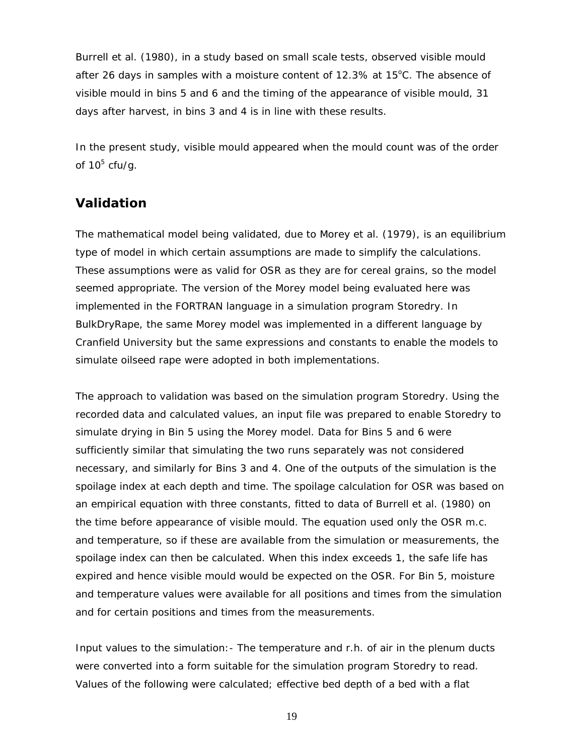Burrell et al. (1980), in a study based on small scale tests, observed visible mould after 26 days in samples with a moisture content of 12.3% at 15°C. The absence of visible mould in bins 5 and 6 and the timing of the appearance of visible mould, 31 days after harvest, in bins 3 and 4 is in line with these results.

In the present study, visible mould appeared when the mould count was of the order of $10^5$ cfu/g.

## Validation

The mathematical model being validated, due to Morey et al. (1979), is an equilibrium type of model in which certain assumptions are made to simplify the calculations. These assumptions were as valid for OSR as they are for cereal grains, so the model seemed appropriate. The version of the Morey model being evaluated here was implemented in the FORTRAN language in a simulation program Storedry. In BulkDryRape, the same Morey model was implemented in a different language by Cranfield University but the same expressions and constants to enable the models to simulate oilseed rape were adopted in both implementations.

The approach to validation was based on the simulation program Storedry. Using the recorded data and calculated values, an input file was prepared to enable Storedry to simulate drying in Bin 5 using the Morey model. Data for Bins 5 and 6 were sufficiently similar that simulating the two runs separately was not considered necessary, and similarly for Bins 3 and 4. One of the outputs of the simulation is the spoilage index at each depth and time. The spoilage calculation for OSR was based on an empirical equation with three constants, fitted to data of Burrell et al. (1980) on the time before appearance of visible mould. The equation used only the OSR m.c. and temperature, so if these are available from the simulation or measurements, the spoilage index can then be calculated. When this index exceeds 1, the safe life has expired and hence visible mould would be expected on the OSR. For Bin 5, moisture and temperature values were available for all positions and times from the simulation and for certain positions and times from the measurements.

Input values to the simulation:- The temperature and r.h. of air in the plenum ducts were converted into a form suitable for the simulation program Storedry to read. Values of the following were calculated; effective bed depth of a bed with a flat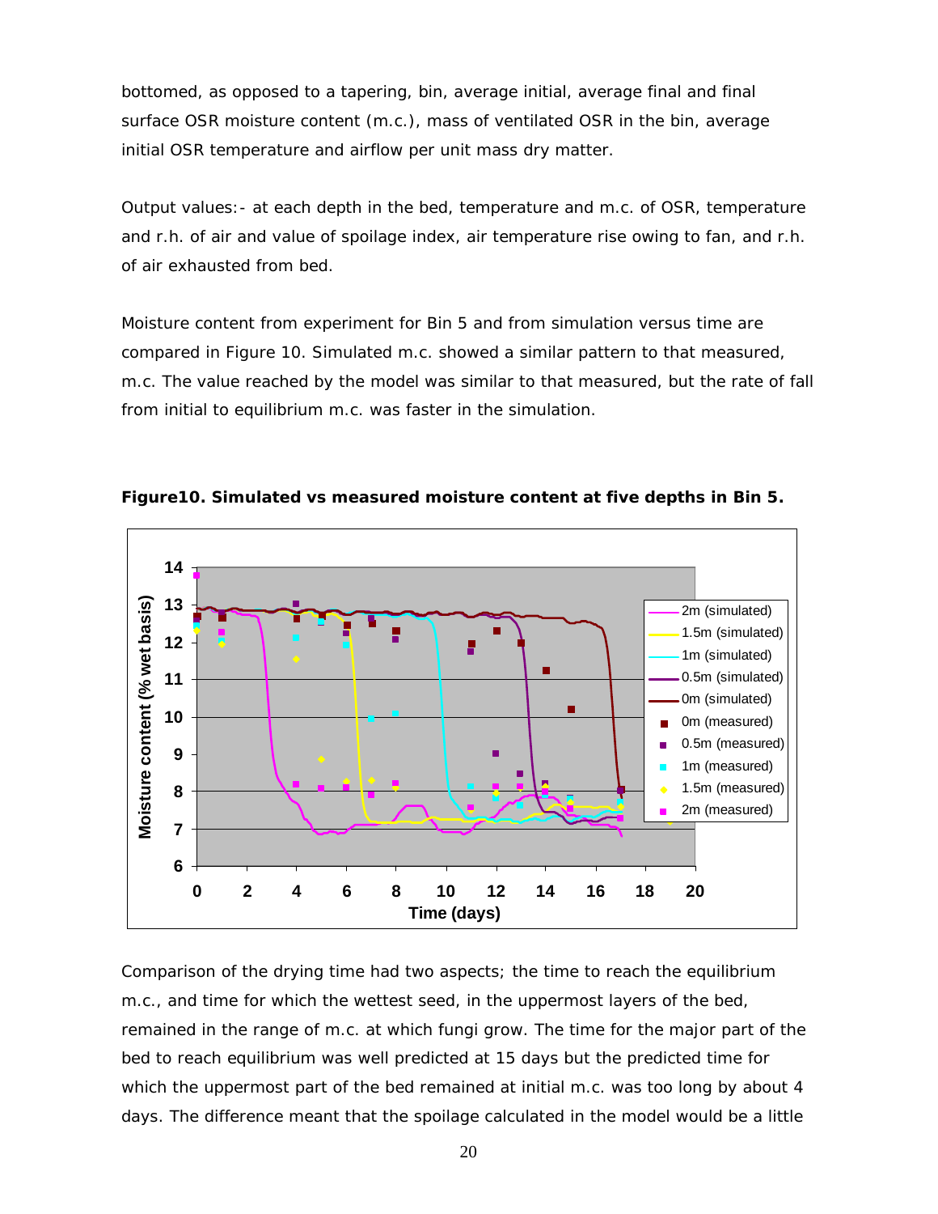bottomed, as opposed to a tapering, bin, average initial, average final and final surface OSR moisture content (m.c.), mass of ventilated OSR in the bin, average initial OSR temperature and airflow per unit mass dry matter.

Output values:- at each depth in the bed, temperature and m.c. of OSR, temperature and r.h. of air and value of spoilage index, air temperature rise owing to fan, and r.h. of air exhausted from bed.

Moisture content from experiment for Bin 5 and from simulation versus time are compared in Figure 10. Simulated m.c. showed a similar pattern to that measured, m.c. The value reached by the model was similar to that measured, but the rate of fall from initial to equilibrium m.c. was faster in the simulation.

**Figure10. Simulated vs measured moisture content at five depths in Bin 5.**

Comparison of the drying time had two aspects; the time to reach the equilibrium m.c., and time for which the wettest seed, in the uppermost layers of the bed, remained in the range of m.c. at which fungi grow. The time for the major part of the bed to reach equilibrium was well predicted at 15 days but the predicted time for which the uppermost part of the bed remained at initial m.c. was too long by about 4 days. The difference meant that the spoilage calculated in the model would be a little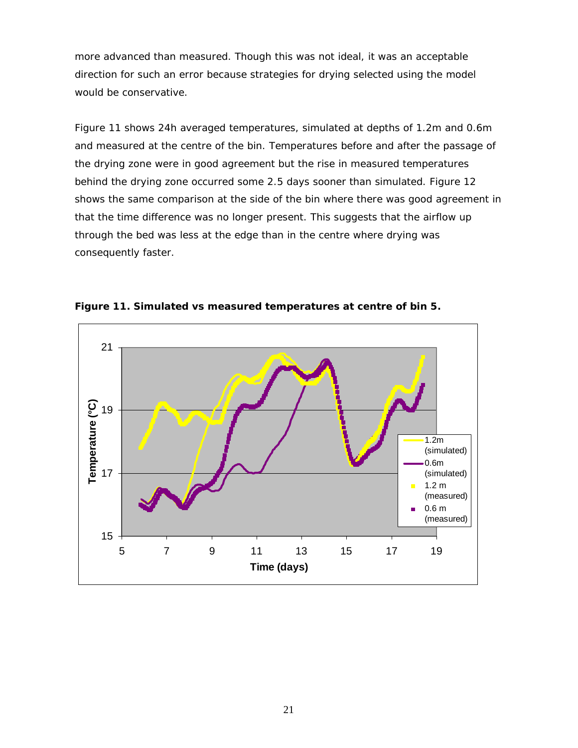more advanced than measured. Though this was not ideal, it was an acceptable direction for such an error because strategies for drying selected using the model would be conservative.

Figure 11 shows 24h averaged temperatures, simulated at depths of 1.2m and 0.6m and measured at the centre of the bin. Temperatures before and after the passage of the drying zone were in good agreement but the rise in measured temperatures behind the drying zone occurred some 2.5 days sooner than simulated. Figure 12 shows the same comparison at the side of the bin where there was good agreement in that the time difference was no longer present. This suggests that the airflow up through the bed was less at the edge than in the centre where drying was consequently faster.

**Figure 11. Simulated vs measured temperatures at centre of bin 5.**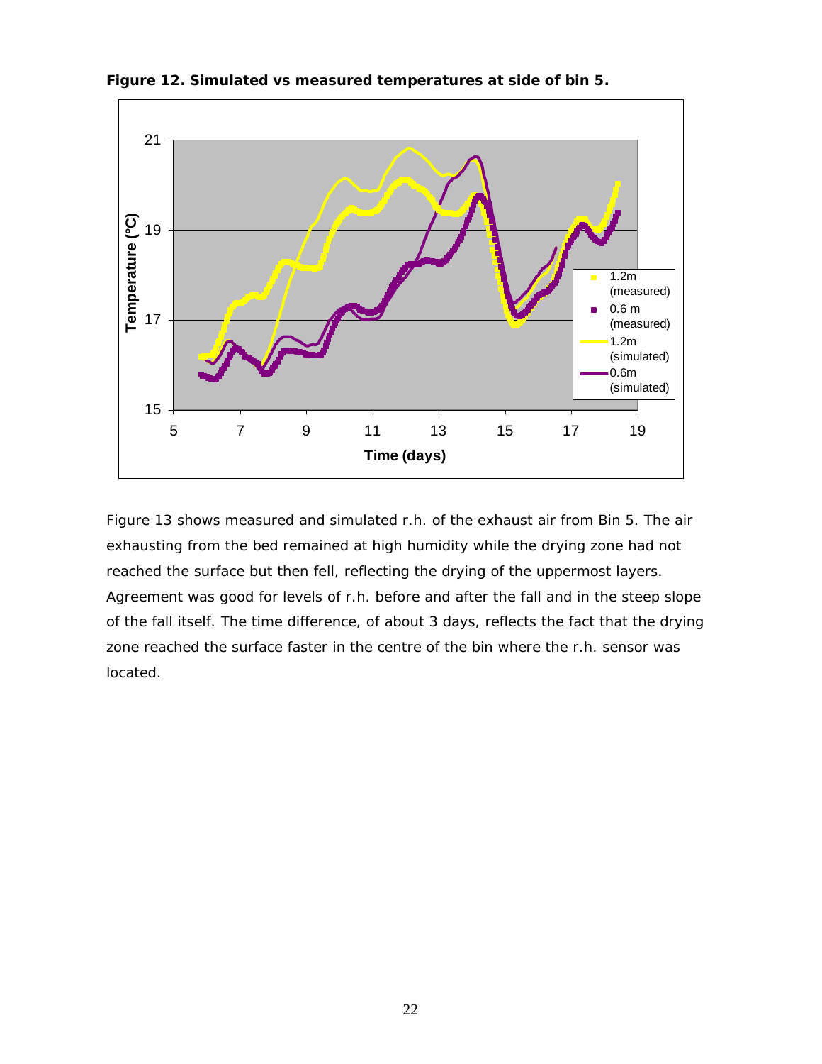**Figure 12. Simulated vs measured temperatures at side of bin 5.**

Figure 13 shows measured and simulated r.h. of the exhaust air from Bin 5. The air exhausting from the bed remained at high humidity while the drying zone had not reached the surface but then fell, reflecting the drying of the uppermost layers. Agreement was good for levels of r.h. before and after the fall and in the steep slope of the fall itself. The time difference, of about 3 days, reflects the fact that the drying zone reached the surface faster in the centre of the bin where the r.h. sensor was located.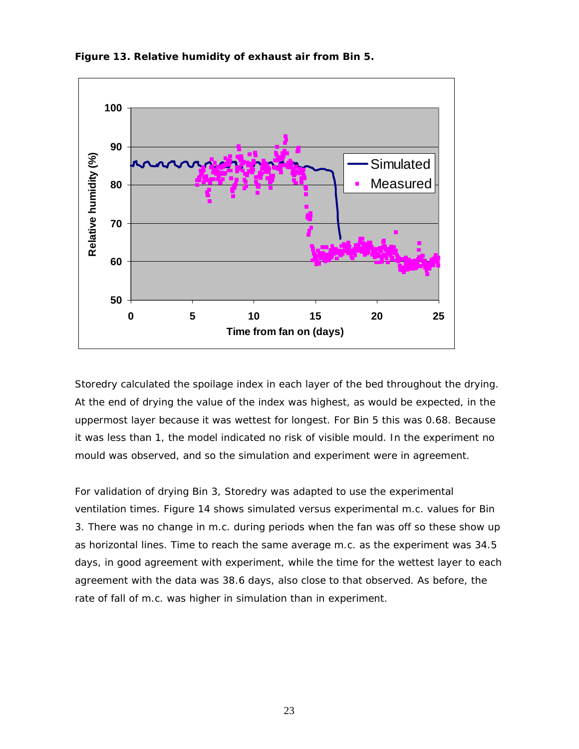**Figure 13. Relative humidity of exhaust air from Bin 5.**

Storedry calculated the spoilage index in each layer of the bed throughout the drying. At the end of drying the value of the index was highest, as would be expected, in the uppermost layer because it was wettest for longest. For Bin 5 this was 0.68. Because it was less than 1, the model indicated no risk of visible mould. In the experiment no mould was observed, and so the simulation and experiment were in agreement.

For validation of drying Bin 3, Storedry was adapted to use the experimental ventilation times. Figure 14 shows simulated versus experimental m.c. values for Bin 3. There was no change in m.c. during periods when the fan was off so these show up as horizontal lines. Time to reach the same average m.c. as the experiment was 34.5 days, in good agreement with experiment, while the time for the wettest layer to each agreement with the data was 38.6 days, also close to that observed. As before, the rate of fall of m.c. was higher in simulation than in experiment.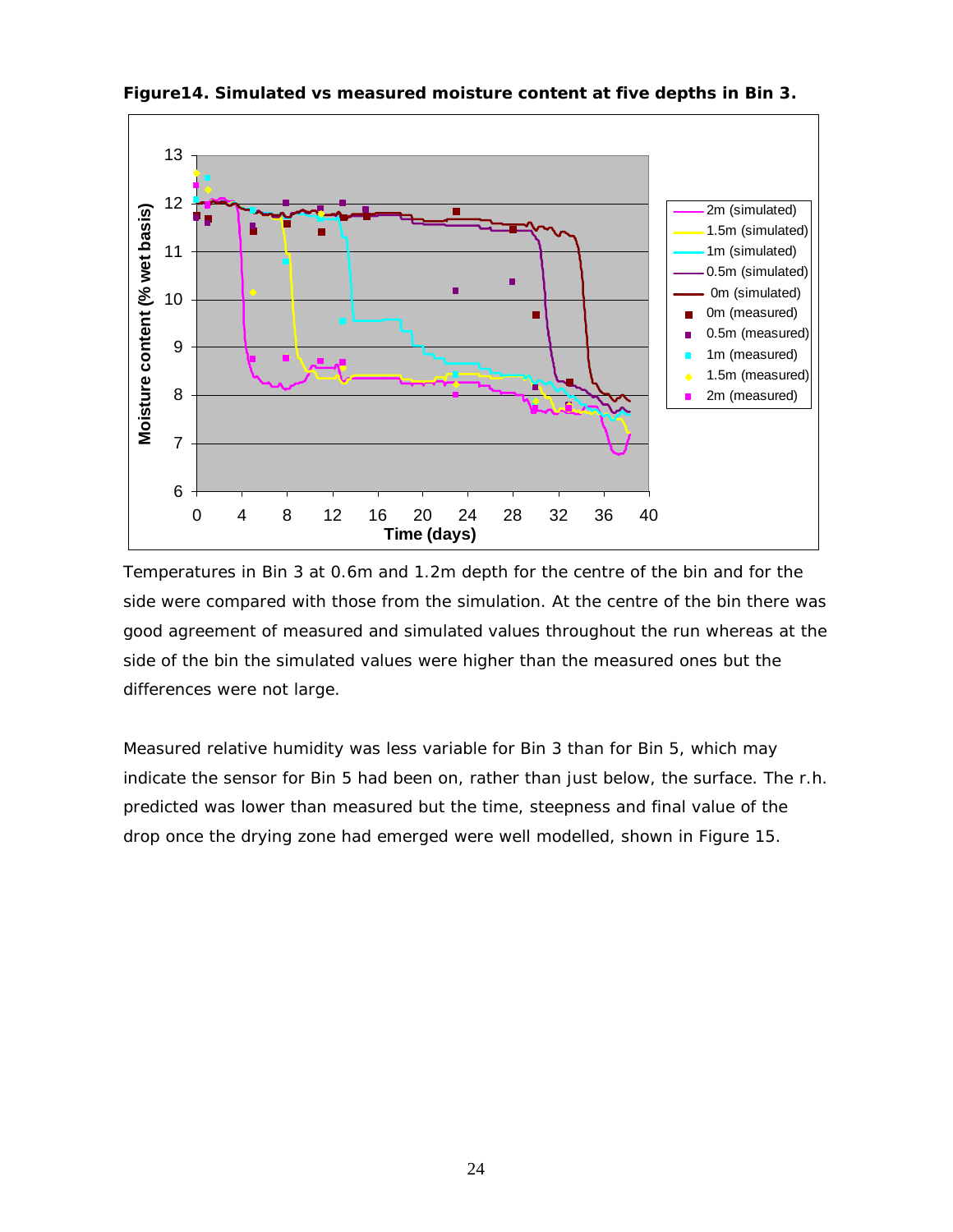**Figure14. Simulated vs measured moisture content at five depths in Bin 3.**

Temperatures in Bin 3 at 0.6m and 1.2m depth for the centre of the bin and for the side were compared with those from the simulation. At the centre of the bin there was good agreement of measured and simulated values throughout the run whereas at the side of the bin the simulated values were higher than the measured ones but the differences were not large.

Measured relative humidity was less variable for Bin 3 than for Bin 5, which may indicate the sensor for Bin 5 had been on, rather than just below, the surface. The r.h. predicted was lower than measured but the time, steepness and final value of the drop once the drying zone had emerged were well modelled, shown in Figure 15.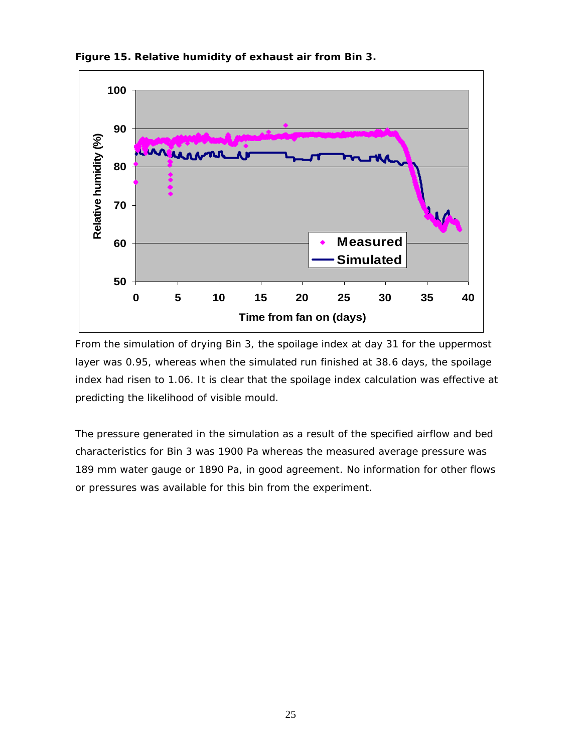**Figure 15. Relative humidity of exhaust air from Bin 3.**

From the simulation of drying Bin 3, the spoilage index at day 31 for the uppermost layer was 0.95, whereas when the simulated run finished at 38.6 days, the spoilage index had risen to 1.06. It is clear that the spoilage index calculation was effective at predicting the likelihood of visible mould.

The pressure generated in the simulation as a result of the specified airflow and bed characteristics for Bin 3 was 1900 Pa whereas the measured average pressure was 189 mm water gauge or 1890 Pa, in good agreement. No information for other flows or pressures was available for this bin from the experiment.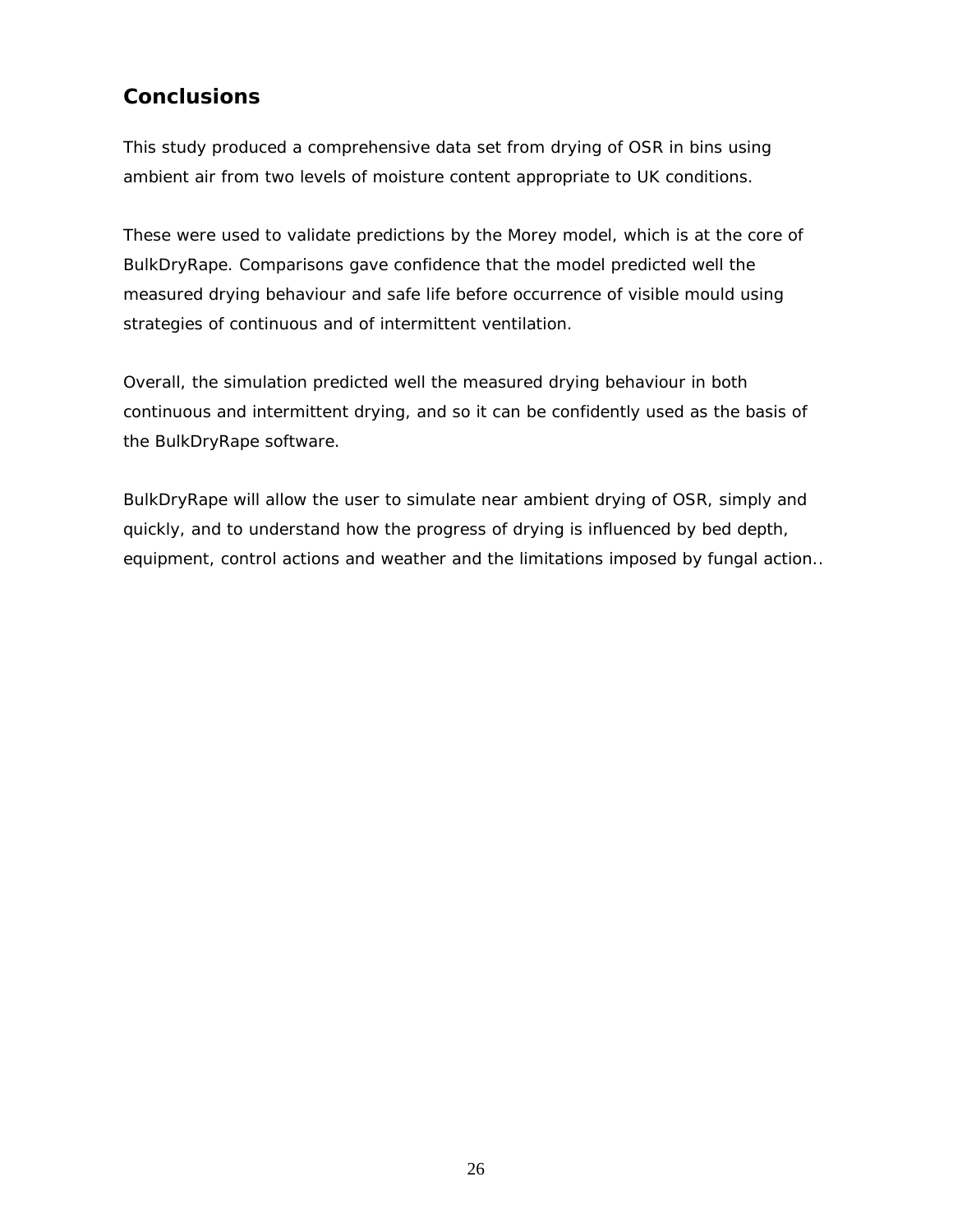## Conclusions

This study produced a comprehensive data set from drying of OSR in bins using ambient air from two levels of moisture content appropriate to UK conditions.

These were used to validate predictions by the Morey model, which is at the core of BulkDryRape. Comparisons gave confidence that the model predicted well the measured drying behaviour and safe life before occurrence of visible mould using strategies of continuous and of intermittent ventilation.

Overall, the simulation predicted well the measured drying behaviour in both continuous and intermittent drying, and so it can be confidently used as the basis of the BulkDryRape software.

BulkDryRape will allow the user to simulate near ambient drying of OSR, simply and quickly, and to understand how the progress of drying is influenced by bed depth, equipment, control actions and weather and the limitations imposed by fungal action..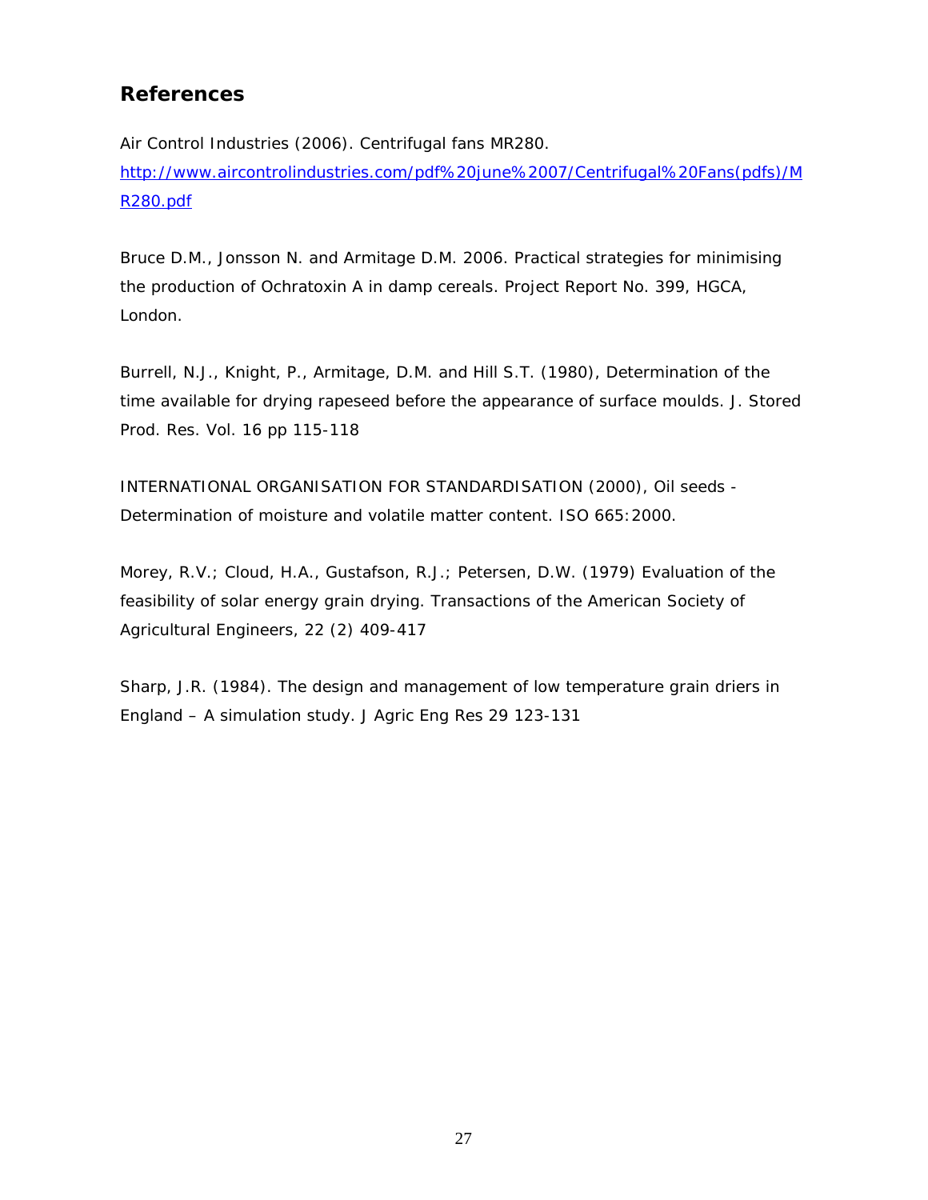## References

Air Control Industries (2006). Centrifugal fans MR280. http://www.aircontrolindustries.com/pdf%20june%2007/Centrifugal%20Fans(pdfs)/MR280.pdf

Bruce D.M., Jonsson N. and Armitage D.M. 2006. Practical strategies for minimising the production of Ochratoxin A in damp cereals. Project Report No. 399, HGCA, London.

Burrell, N.J., Knight, P., Armitage, D.M. and Hill S.T. (1980), Determination of the time available for drying rapeseed before the appearance of surface moulds. J. Stored Prod. Res. Vol. 16 pp 115-118

INTERNATIONAL ORGANISATION FOR STANDARDISATION (2000), Oil seeds - Determination of moisture and volatile matter content. ISO 665:2000.

Morey, R.V.; Cloud, H.A., Gustafson, R.J.; Petersen, D.W. (1979) Evaluation of the feasibility of solar energy grain drying. Transactions of the American Society of Agricultural Engineers, 22 (2) 409-417

Sharp, J.R. (1984). The design and management of low temperature grain driers in England – A simulation study. J Agric Eng Res 29 123-131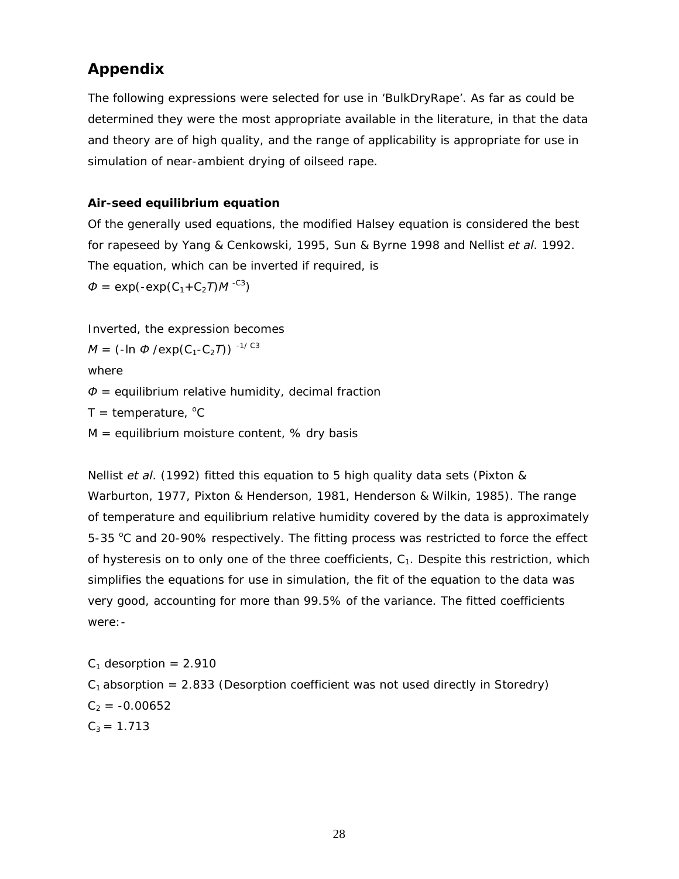## Appendix

The following expressions were selected for use in 'BulkDryRape'. As far as could be determined they were the most appropriate available in the literature, in that the data and theory are of high quality, and the range of applicability is appropriate for use in simulation of near-ambient drying of oilseed rape.

### Air-seed equilibrium equation

Of the generally used equations, the modified Halsey equation is considered the best for rapeseed by Yang & Cenkowski, 1995, Sun & Byrne 1998 and Nellist *et al*. 1992. The equation, which can be inverted if required, is

$\Phi = \exp(-\exp(C_1 + C_2 T) M^{-C_3})$

Inverted, the expression becomes

$M = (-\ln \Phi / \exp(C_1 - C_2 T))^{-1/C_3}$

where

$\Phi$ = equilibrium relative humidity, decimal fraction

T = temperature, °C

M = equilibrium moisture content, % dry basis

Nellist *et al*. (1992) fitted this equation to 5 high quality data sets (Pixton & Warburton, 1977, Pixton & Henderson, 1981, Henderson & Wilkin, 1985). The range of temperature and equilibrium relative humidity covered by the data is approximately 5-35 °C and 20-90% respectively. The fitting process was restricted to force the effect of hysteresis on to only one of the three coefficients, $C_1$. Despite this restriction, which simplifies the equations for use in simulation, the fit of the equation to the data was very good, accounting for more than 99.5% of the variance. The fitted coefficients were:-

$C_1$ desorption = 2.910

$C_1$ absorption = 2.833 (Desorption coefficient was not used directly in Storedry)

$C_2$ = -0.00652

$C_3$ = 1.713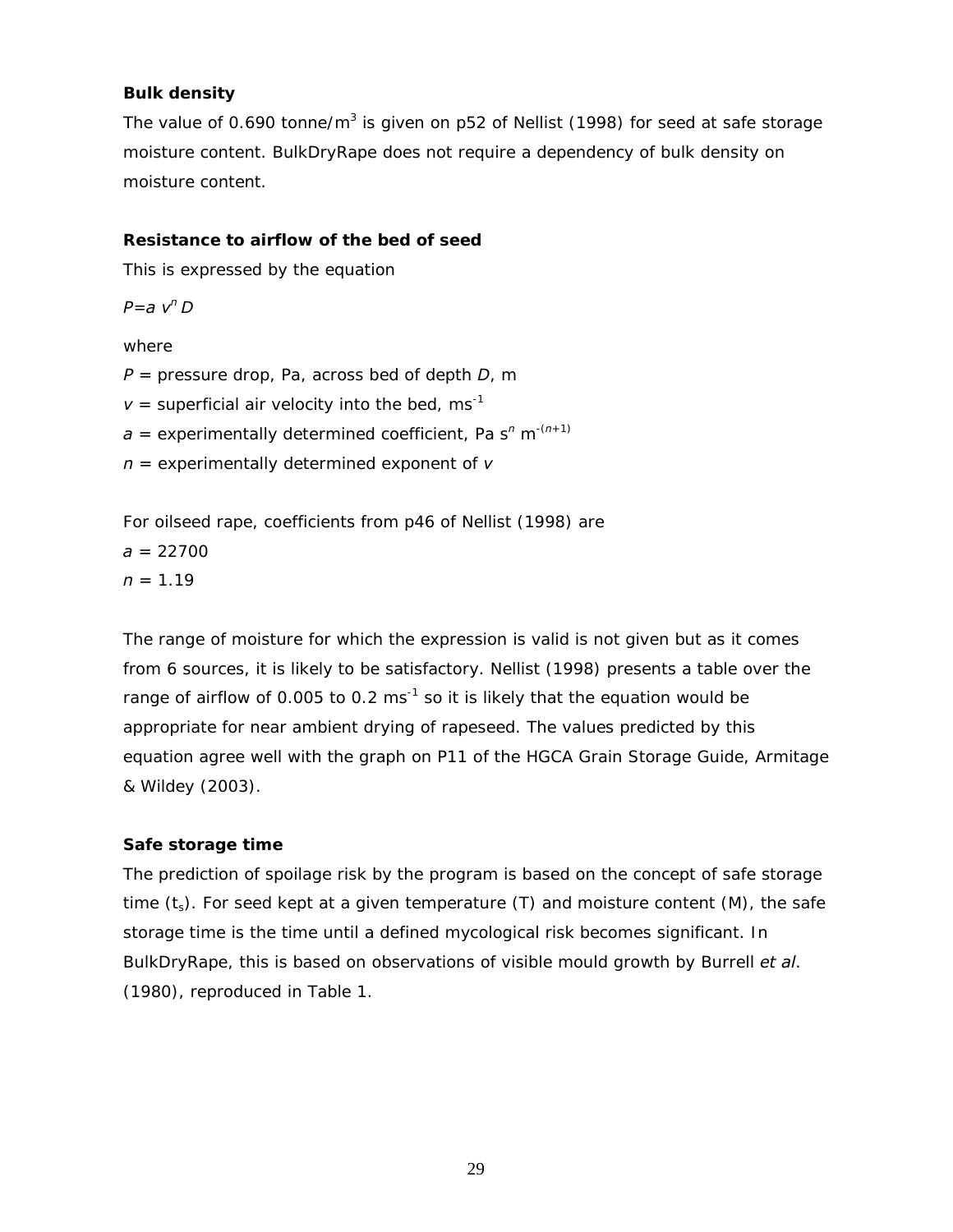**Bulk density**

The value of 0.690 tonne/$m^3$ is given on p52 of Nellist (1998) for seed at safe storage moisture content. BulkDryRape does not require a dependency of bulk density on moisture content.

**Resistance to airflow of the bed of seed**

This is expressed by the equation

$P = a\, v^n D$

where

$P$ = pressure drop, Pa, across bed of depth $D$, m

$v$ = superficial air velocity into the bed, $ms^{-1}$

$a$ = experimentally determined coefficient, Pa $s^n$ $m^{-(n+1)}$

$n$ = experimentally determined exponent of $v$

For oilseed rape, coefficients from p46 of Nellist (1998) are

$a$ = 22700

$n$ = 1.19

The range of moisture for which the expression is valid is not given but as it comes from 6 sources, it is likely to be satisfactory. Nellist (1998) presents a table over the range of airflow of 0.005 to 0.2 $ms^{-1}$ so it is likely that the equation would be appropriate for near ambient drying of rapeseed. The values predicted by this equation agree well with the graph on P11 of the HGCA Grain Storage Guide, Armitage & Wildey (2003).

**Safe storage time**

The prediction of spoilage risk by the program is based on the concept of safe storage time ($t_s$). For seed kept at a given temperature (T) and moisture content (M), the safe storage time is the time until a defined mycological risk becomes significant. In BulkDryRape, this is based on observations of visible mould growth by Burrell *et al*. (1980), reproduced in Table 1.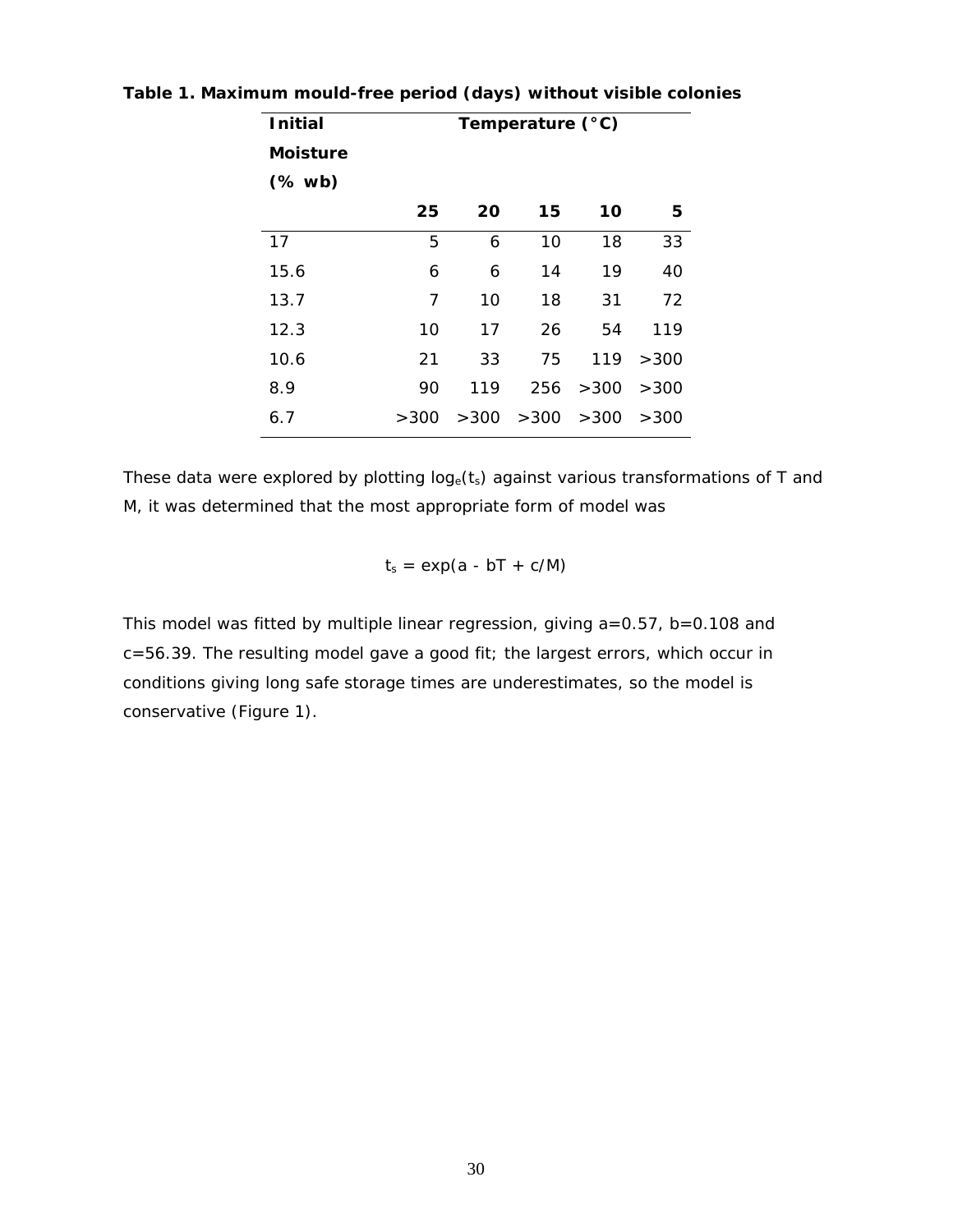**Table 1. Maximum mould-free period (days) without visible colonies**

| Initial Moisture (% wb) | Temperature (°C) | | | | |
|---|---|---|---|---|---|
| | 25 | 20 | 15 | 10 | 5 |
| 17 | 5 | 6 | 10 | 18 | 33 |
| 15.6 | 6 | 6 | 14 | 19 | 40 |
| 13.7 | 7 | 10 | 18 | 31 | 72 |
| 12.3 | 10 | 17 | 26 | 54 | 119 |
| 10.6 | 21 | 33 | 75 | 119 | >300 |
| 8.9 | 90 | 119 | 256 | >300 | >300 |
| 6.7 | >300 | >300 | >300 | >300 | >300 |

These data were explored by plotting $\log_e(t_s)$ against various transformations of T and M, it was determined that the most appropriate form of model was

$$t_s = \exp(a - bT + c/M)$$

This model was fitted by multiple linear regression, giving a=0.57, b=0.108 and c=56.39. The resulting model gave a good fit; the largest errors, which occur in conditions giving long safe storage times are underestimates, so the model is conservative (Figure 1).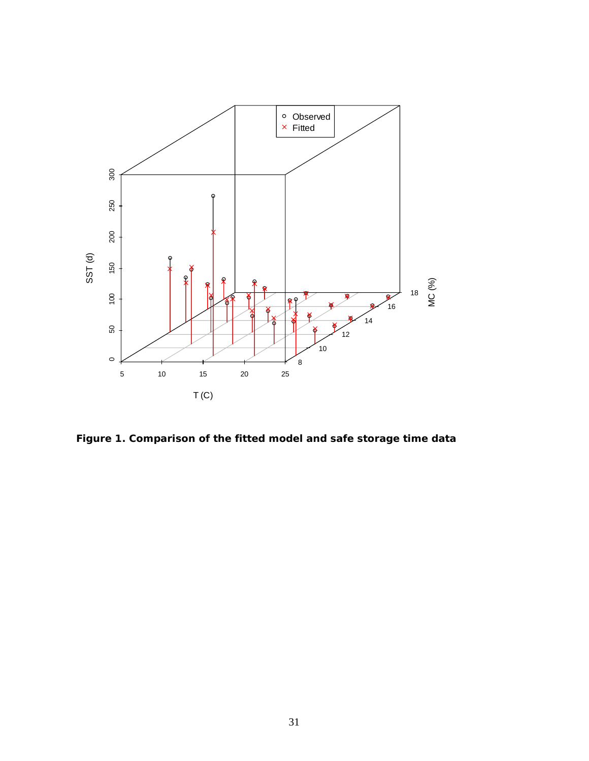**Figure 1. Comparison of the fitted model and safe storage time data**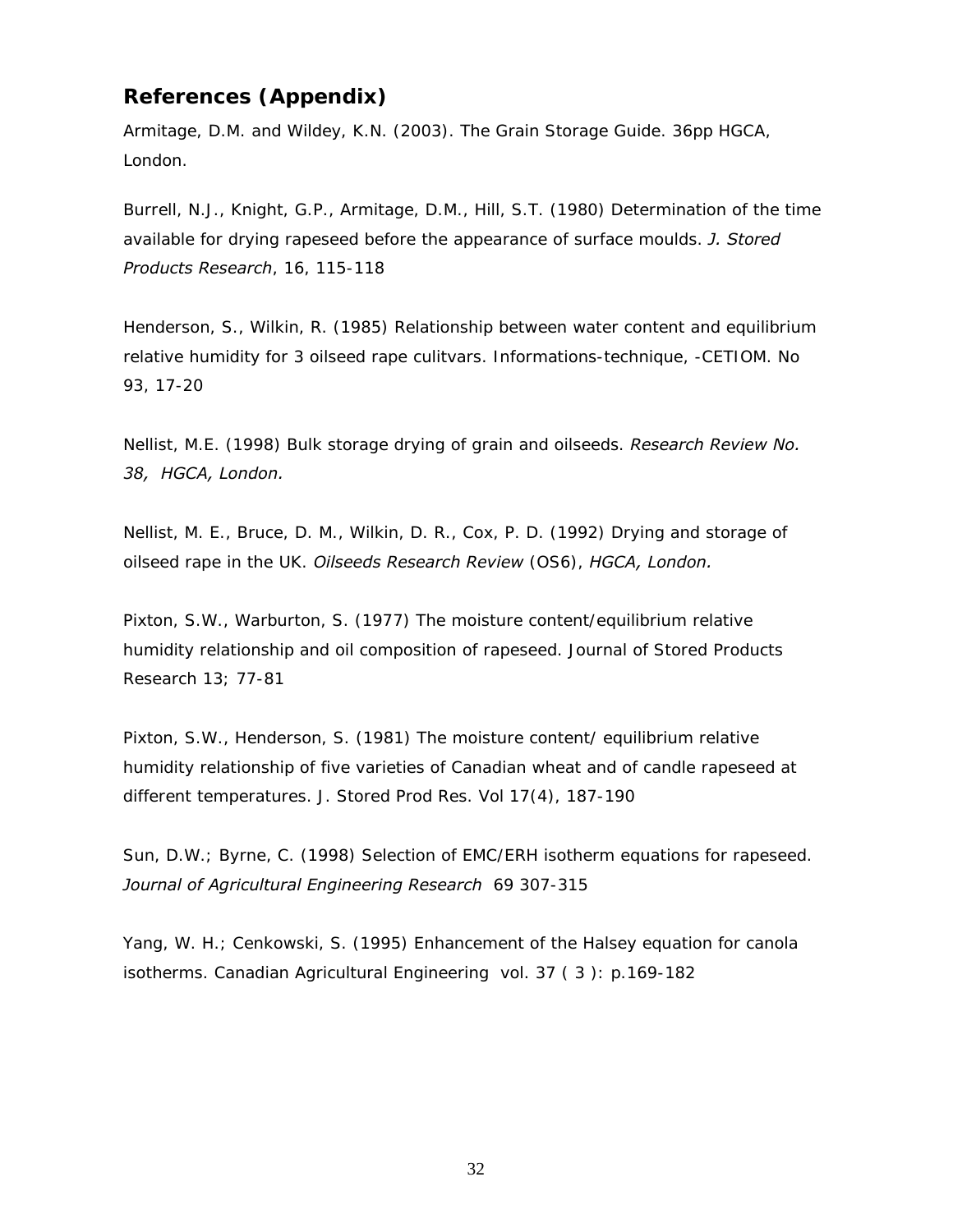## References (Appendix)

Armitage, D.M. and Wildey, K.N. (2003). The Grain Storage Guide. 36pp HGCA, London.

Burrell, N.J., Knight, G.P., Armitage, D.M., Hill, S.T. (1980) Determination of the time available for drying rapeseed before the appearance of surface moulds. *J. Stored Products Research*, 16, 115-118

Henderson, S., Wilkin, R. (1985) Relationship between water content and equilibrium relative humidity for 3 oilseed rape culitvars. Informations-technique, -CETIOM. No 93, 17-20

Nellist, M.E. (1998) Bulk storage drying of grain and oilseeds. *Research Review No. 38, HGCA, London.*

Nellist, M. E., Bruce, D. M., Wilkin, D. R., Cox, P. D. (1992) Drying and storage of oilseed rape in the UK. *Oilseeds Research Review* (OS6), *HGCA, London.*

Pixton, S.W., Warburton, S. (1977) The moisture content/equilibrium relative humidity relationship and oil composition of rapeseed. Journal of Stored Products Research 13; 77-81

Pixton, S.W., Henderson, S. (1981) The moisture content/ equilibrium relative humidity relationship of five varieties of Canadian wheat and of candle rapeseed at different temperatures. J. Stored Prod Res. Vol 17(4), 187-190

Sun, D.W.; Byrne, C. (1998) Selection of EMC/ERH isotherm equations for rapeseed. *Journal of Agricultural Engineering Research* 69 307-315

Yang, W. H.; Cenkowski, S. (1995) Enhancement of the Halsey equation for canola isotherms. Canadian Agricultural Engineering vol. 37 ( 3 ): p.169-182